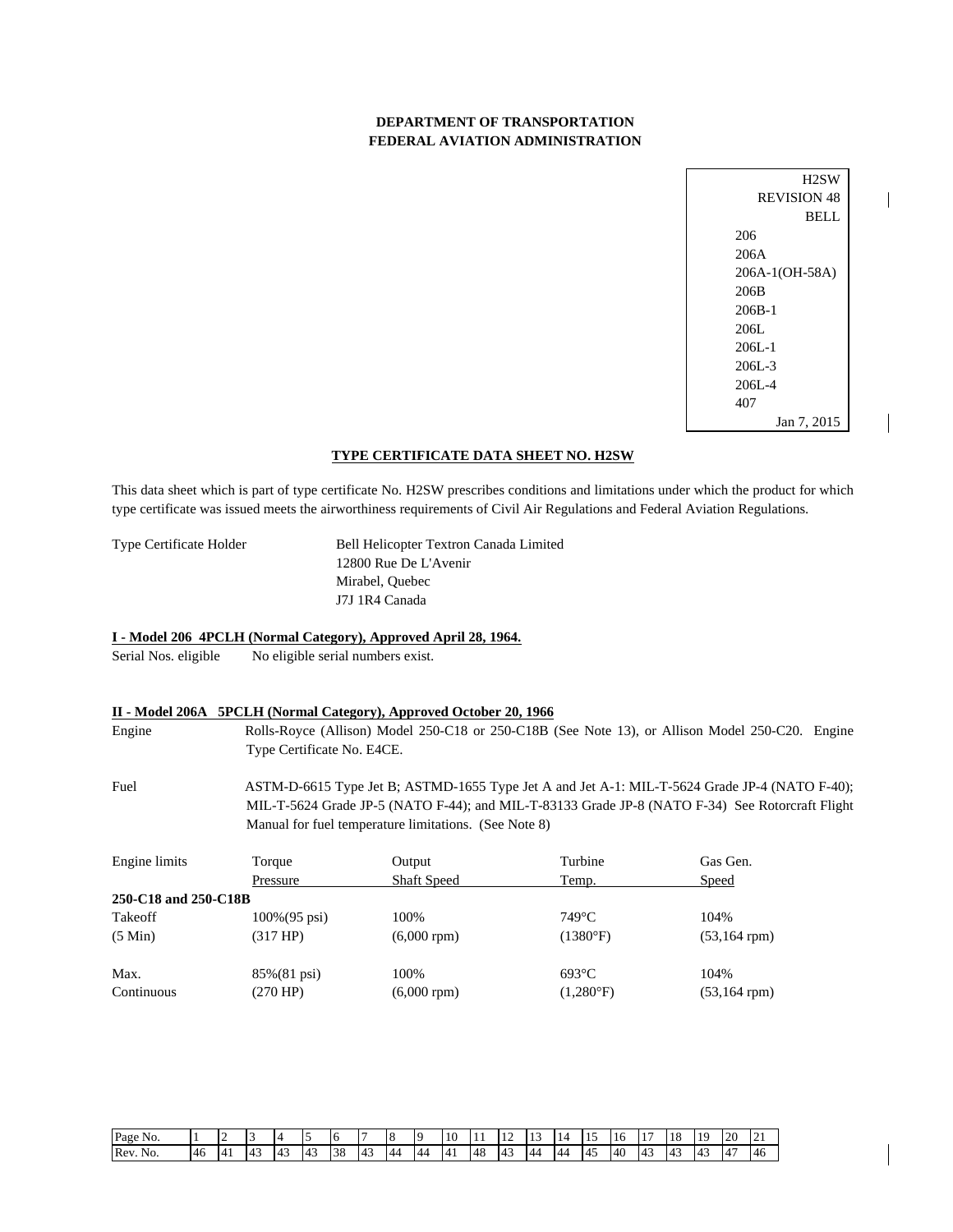**DEPARTMENT OF TRANSPORTATION**
**FEDERAL AVIATION ADMINISTRATION**

H2SW
REVISION 48
BELL
206
206A
206A-1(OH-58A)
206B
206B-1
206L
206L-1
206L-3
206L-4
407
Jan 7, 2015

## TYPE CERTIFICATE DATA SHEET NO. H2SW

This data sheet which is part of type certificate No. H2SW prescribes conditions and limitations under which the product for which type certificate was issued meets the airworthiness requirements of Civil Air Regulations and Federal Aviation Regulations.

Type Certificate Holder: Bell Helicopter Textron Canada Limited
12800 Rue De L'Avenir
Mirabel, Quebec
J7J 1R4 Canada

### I - Model 206 4PCLH (Normal Category), Approved April 28, 1964.

Serial Nos. eligible: No eligible serial numbers exist.

### II - Model 206A 5PCLH (Normal Category), Approved October 20, 1966

Engine: Rolls-Royce (Allison) Model 250-C18 or 250-C18B (See Note 13), or Allison Model 250-C20. Engine Type Certificate No. E4CE.

Fuel: ASTM-D-6615 Type Jet B; ASTMD-1655 Type Jet A and Jet A-1: MIL-T-5624 Grade JP-4 (NATO F-40); MIL-T-5624 Grade JP-5 (NATO F-44); and MIL-T-83133 Grade JP-8 (NATO F-34) See Rotorcraft Flight Manual for fuel temperature limitations. (See Note 8)

| Engine limits | Torque Pressure | Output Shaft Speed | Turbine Temp. | Gas Gen. Speed |
|---|---|---|---|---|
| **250-C18 and 250-C18B** | | | | |
| Takeoff (5 Min) | 100%(95 psi) (317 HP) | 100% (6,000 rpm) | 749°C (1380°F) | 104% (53,164 rpm) |
| Max. Continuous | 85%(81 psi) (270 HP) | 100% (6,000 rpm) | 693°C (1,280°F) | 104% (53,164 rpm) |

| Page No. | 1 | 2 | 3 | 4 | 5 | 6 | 7 | 8 | 9 | 10 | 11 | 12 | 13 | 14 | 15 | 16 | 17 | 18 | 19 | 20 | 21 |
|---|---|---|---|---|---|---|---|---|---|---|---|---|---|---|---|---|---|---|---|---|---|
| Rev. No. | 46 | 41 | 43 | 43 | 43 | 38 | 43 | 44 | 44 | 41 | 48 | 43 | 44 | 44 | 45 | 40 | 43 | 43 | 43 | 47 | 46 |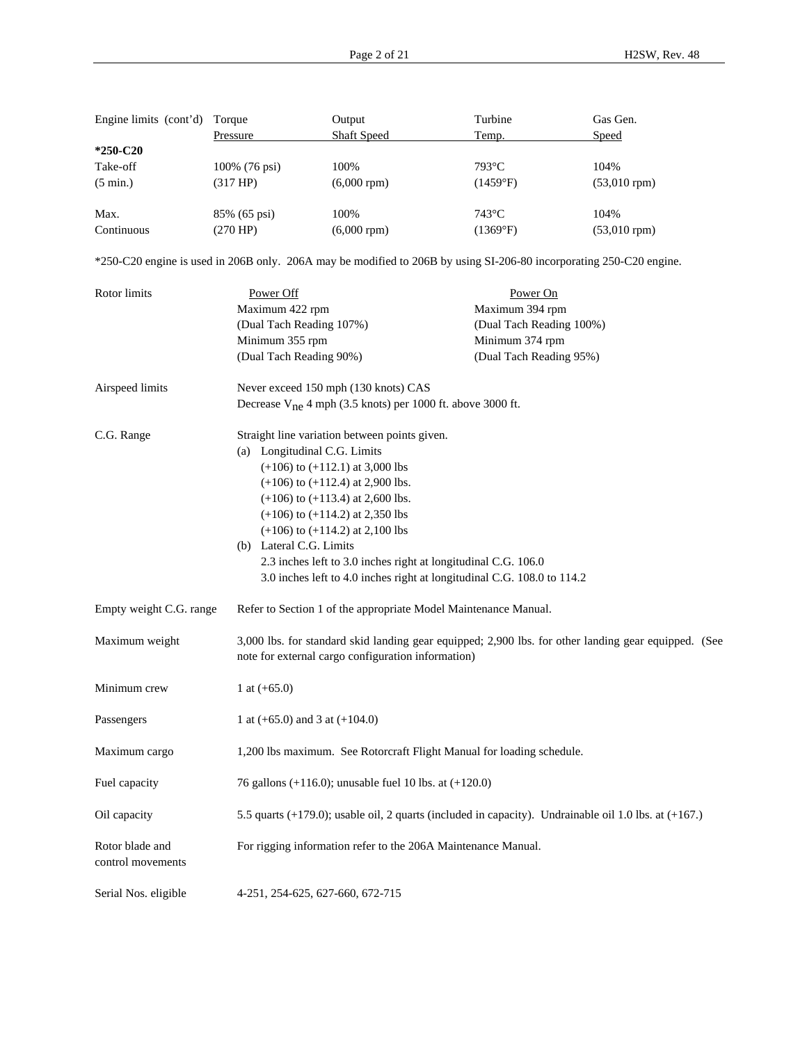| Engine limits (cont'd) | Torque Pressure | Output Shaft Speed | Turbine Temp. | Gas Gen. Speed |
|---|---|---|---|---|
| ***250-C20** | | | | |
| Take-off (5 min.) | 100% (76 psi) (317 HP) | 100% (6,000 rpm) | 793°C (1459°F) | 104% (53,010 rpm) |
| Max. Continuous | 85% (65 psi) (270 HP) | 100% (6,000 rpm) | 743°C (1369°F) | 104% (53,010 rpm) |

*250-C20 engine is used in 206B only. 206A may be modified to 206B by using SI-206-80 incorporating 250-C20 engine.

| Rotor limits | Power Off | Power On |
|---|---|---|
| | Maximum 422 rpm | Maximum 394 rpm |
| | (Dual Tach Reading 107%) | (Dual Tach Reading 100%) |
| | Minimum 355 rpm | Minimum 374 rpm |
| | (Dual Tach Reading 90%) | (Dual Tach Reading 95%) |

Airspeed limits: Never exceed 150 mph (130 knots) CAS
Decrease $V_{ne}$ 4 mph (3.5 knots) per 1000 ft. above 3000 ft.

C.G. Range: Straight line variation between points given.

(a) Longitudinal C.G. Limits
- (+106) to (+112.1) at 3,000 lbs
- (+106) to (+112.4) at 2,900 lbs.
- (+106) to (+113.4) at 2,600 lbs.
- (+106) to (+114.2) at 2,350 lbs
- (+106) to (+114.2) at 2,100 lbs

(b) Lateral C.G. Limits
- 2.3 inches left to 3.0 inches right at longitudinal C.G. 106.0
- 3.0 inches left to 4.0 inches right at longitudinal C.G. 108.0 to 114.2

Empty weight C.G. range: Refer to Section 1 of the appropriate Model Maintenance Manual.

Maximum weight: 3,000 lbs. for standard skid landing gear equipped; 2,900 lbs. for other landing gear equipped. (See note for external cargo configuration information)

Minimum crew: 1 at (+65.0)

Passengers: 1 at (+65.0) and 3 at (+104.0)

Maximum cargo: 1,200 lbs maximum. See Rotorcraft Flight Manual for loading schedule.

Fuel capacity: 76 gallons (+116.0); unusable fuel 10 lbs. at (+120.0)

Oil capacity: 5.5 quarts (+179.0); usable oil, 2 quarts (included in capacity). Undrainable oil 1.0 lbs. at (+167.)

Rotor blade and control movements: For rigging information refer to the 206A Maintenance Manual.

Serial Nos. eligible: 4-251, 254-625, 627-660, 672-715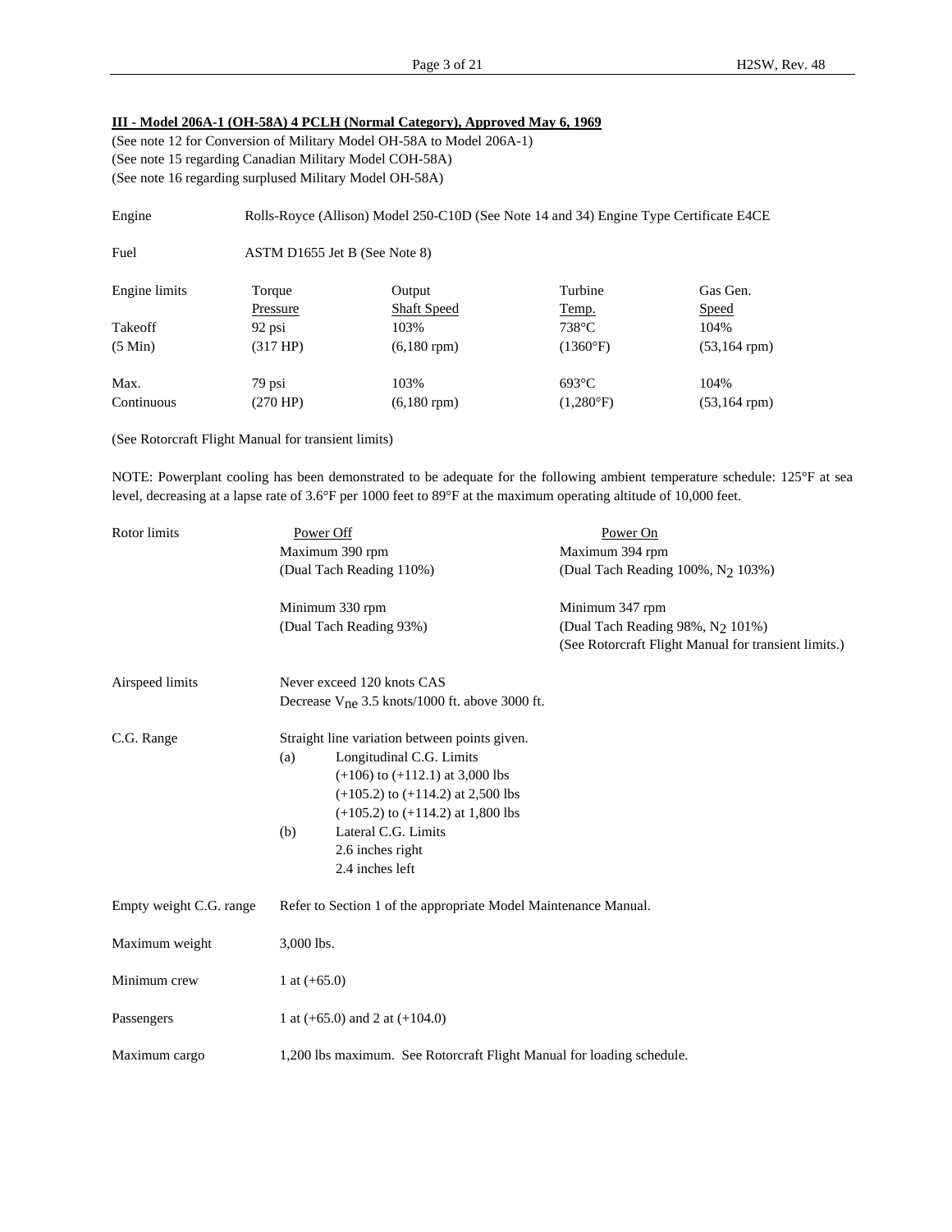**III - Model 206A-1 (OH-58A) 4 PCLH (Normal Category), Approved May 6, 1969**

(See note 12 for Conversion of Military Model OH-58A to Model 206A-1)
(See note 15 regarding Canadian Military Model COH-58A)
(See note 16 regarding surplused Military Model OH-58A)

Engine: Rolls-Royce (Allison) Model 250-C10D (See Note 14 and 34) Engine Type Certificate E4CE

Fuel: ASTM D1655 Jet B (See Note 8)

| Engine limits | Torque Pressure | Output Shaft Speed | Turbine Temp. | Gas Gen. Speed |
|---|---|---|---|---|
| Takeoff (5 Min) | 92 psi (317 HP) | 103% (6,180 rpm) | 738°C (1360°F) | 104% (53,164 rpm) |
| Max. Continuous | 79 psi (270 HP) | 103% (6,180 rpm) | 693°C (1,280°F) | 104% (53,164 rpm) |

(See Rotorcraft Flight Manual for transient limits)

NOTE: Powerplant cooling has been demonstrated to be adequate for the following ambient temperature schedule: 125°F at sea level, decreasing at a lapse rate of 3.6°F per 1000 feet to 89°F at the maximum operating altitude of 10,000 feet.

| Rotor limits | Power Off | Power On |
|---|---|---|
| | Maximum 390 rpm (Dual Tach Reading 110%) | Maximum 394 rpm (Dual Tach Reading 100%, $N_2$ 103%) |
| | Minimum 330 rpm (Dual Tach Reading 93%) | Minimum 347 rpm (Dual Tach Reading 98%, $N_2$ 101%) (See Rotorcraft Flight Manual for transient limits.) |

Airspeed limits: Never exceed 120 knots CAS
Decrease $V_{ne}$ 3.5 knots/1000 ft. above 3000 ft.

C.G. Range: Straight line variation between points given.

(a) Longitudinal C.G. Limits
(+106) to (+112.1) at 3,000 lbs
(+105.2) to (+114.2) at 2,500 lbs
(+105.2) to (+114.2) at 1,800 lbs

(b) Lateral C.G. Limits
2.6 inches right
2.4 inches left

Empty weight C.G. range: Refer to Section 1 of the appropriate Model Maintenance Manual.

Maximum weight: 3,000 lbs.

Minimum crew: 1 at (+65.0)

Passengers: 1 at (+65.0) and 2 at (+104.0)

Maximum cargo: 1,200 lbs maximum. See Rotorcraft Flight Manual for loading schedule.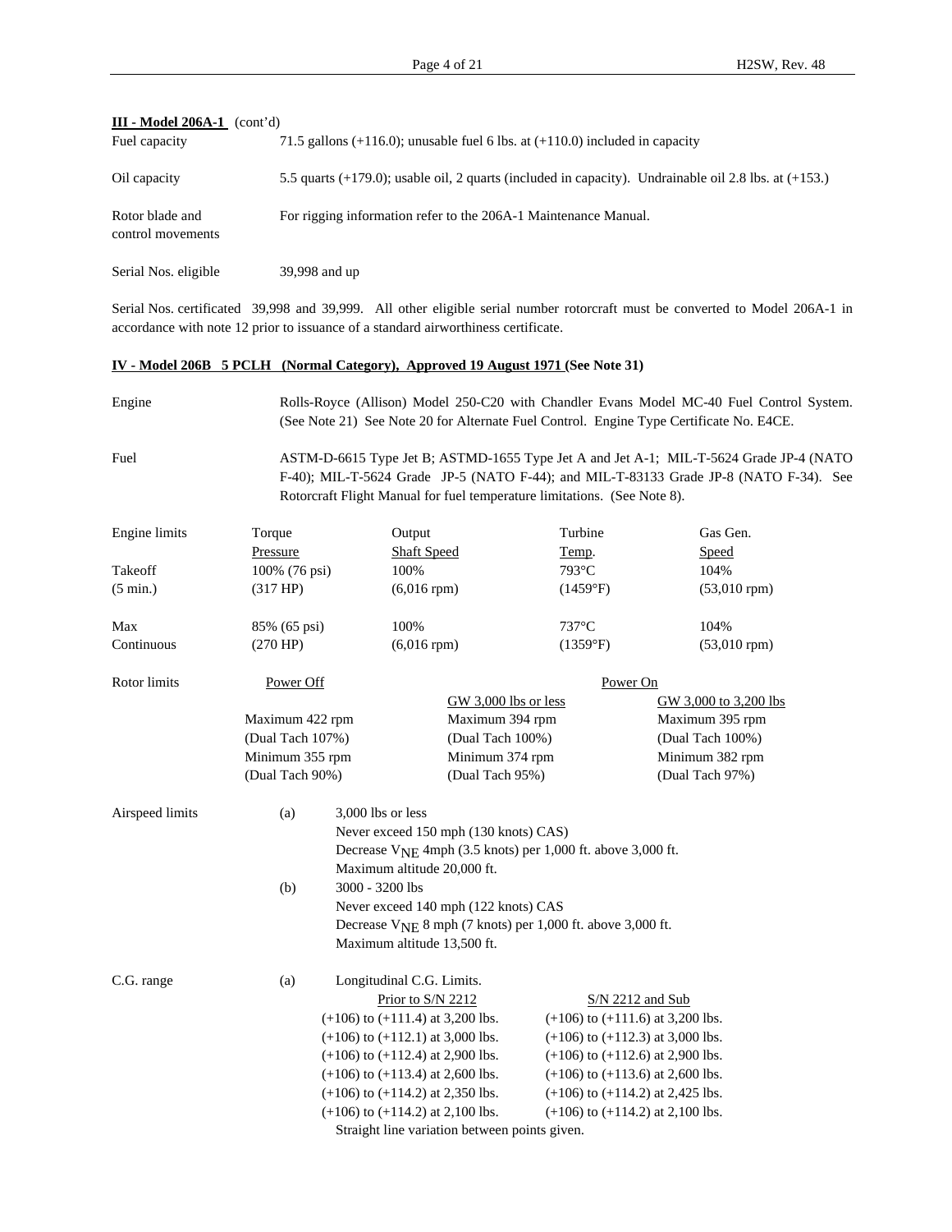**III - Model 206A-1** (cont'd)

Fuel capacity: 71.5 gallons (+116.0); unusable fuel 6 lbs. at (+110.0) included in capacity

Oil capacity: 5.5 quarts (+179.0); usable oil, 2 quarts (included in capacity). Undrainable oil 2.8 lbs. at (+153.)

Rotor blade and control movements: For rigging information refer to the 206A-1 Maintenance Manual.

Serial Nos. eligible: 39,998 and up

Serial Nos. certificated 39,998 and 39,999. All other eligible serial number rotorcraft must be converted to Model 206A-1 in accordance with note 12 prior to issuance of a standard airworthiness certificate.

**IV - Model 206B 5 PCLH (Normal Category), Approved 19 August 1971 (See Note 31)**

Engine: Rolls-Royce (Allison) Model 250-C20 with Chandler Evans Model MC-40 Fuel Control System. (See Note 21) See Note 20 for Alternate Fuel Control. Engine Type Certificate No. E4CE.

Fuel: ASTM-D-6615 Type Jet B; ASTMD-1655 Type Jet A and Jet A-1; MIL-T-5624 Grade JP-4 (NATO F-40); MIL-T-5624 Grade JP-5 (NATO F-44); and MIL-T-83133 Grade JP-8 (NATO F-34). See Rotorcraft Flight Manual for fuel temperature limitations. (See Note 8).

| Engine limits | Torque Pressure | Output Shaft Speed | Turbine Temp. | Gas Gen. Speed |
|---|---|---|---|---|
| Takeoff (5 min.) | 100% (76 psi) (317 HP) | 100% (6,016 rpm) | 793°C (1459°F) | 104% (53,010 rpm) |
| Max Continuous | 85% (65 psi) (270 HP) | 100% (6,016 rpm) | 737°C (1359°F) | 104% (53,010 rpm) |

| Rotor limits | Power Off | Power On: GW 3,000 lbs or less | Power On: GW 3,000 to 3,200 lbs |
|---|---|---|---|
| | Maximum 422 rpm (Dual Tach 107%) | Maximum 394 rpm (Dual Tach 100%) | Maximum 395 rpm (Dual Tach 100%) |
| | Minimum 355 rpm (Dual Tach 90%) | Minimum 374 rpm (Dual Tach 95%) | Minimum 382 rpm (Dual Tach 97%) |

Airspeed limits:

(a) 3,000 lbs or less
Never exceed 150 mph (130 knots) CAS)
Decrease $V_{NE}$ 4mph (3.5 knots) per 1,000 ft. above 3,000 ft.
Maximum altitude 20,000 ft.

(b) 3000 - 3200 lbs
Never exceed 140 mph (122 knots) CAS
Decrease $V_{NE}$ 8 mph (7 knots) per 1,000 ft. above 3,000 ft.
Maximum altitude 13,500 ft.

C.G. range:

(a) Longitudinal C.G. Limits.

| Prior to S/N 2212 | S/N 2212 and Sub |
|---|---|
| (+106) to (+111.4) at 3,200 lbs. | (+106) to (+111.6) at 3,200 lbs. |
| (+106) to (+112.1) at 3,000 lbs. | (+106) to (+112.3) at 3,000 lbs. |
| (+106) to (+112.4) at 2,900 lbs. | (+106) to (+112.6) at 2,900 lbs. |
| (+106) to (+113.4) at 2,600 lbs. | (+106) to (+113.6) at 2,600 lbs. |
| (+106) to (+114.2) at 2,350 lbs. | (+106) to (+114.2) at 2,425 lbs. |
| (+106) to (+114.2) at 2,100 lbs. | (+106) to (+114.2) at 2,100 lbs. |

Straight line variation between points given.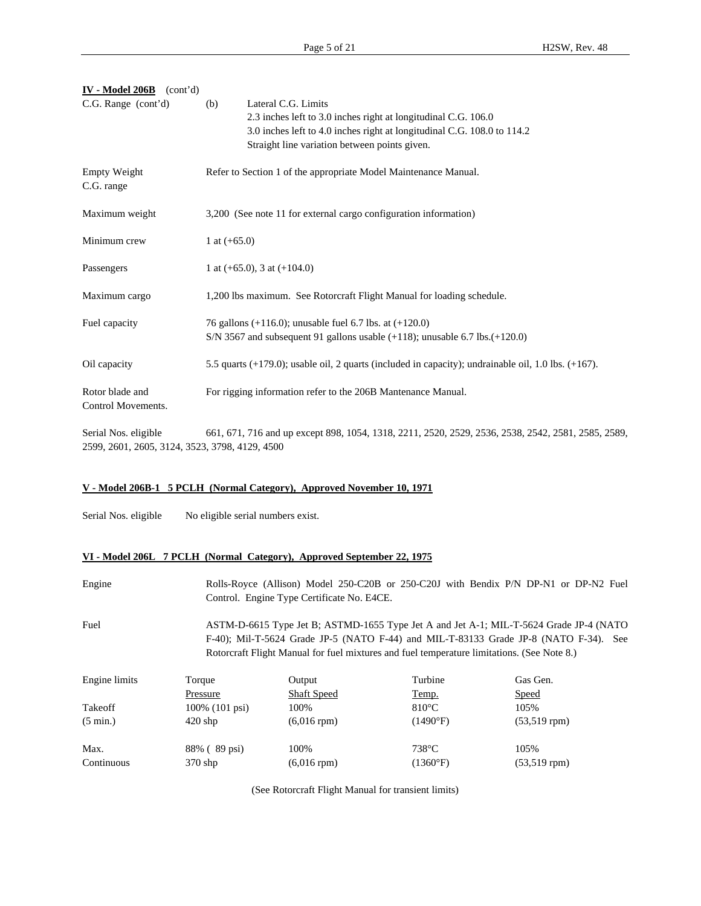**IV - Model 206B** (cont'd)

C.G. Range (cont'd) (b) Lateral C.G. Limits
2.3 inches left to 3.0 inches right at longitudinal C.G. 106.0
3.0 inches left to 4.0 inches right at longitudinal C.G. 108.0 to 114.2
Straight line variation between points given.

Empty Weight C.G. range — Refer to Section 1 of the appropriate Model Maintenance Manual.

Maximum weight — 3,200 (See note 11 for external cargo configuration information)

Minimum crew — 1 at (+65.0)

Passengers — 1 at (+65.0), 3 at (+104.0)

Maximum cargo — 1,200 lbs maximum. See Rotorcraft Flight Manual for loading schedule.

Fuel capacity — 76 gallons (+116.0); unusable fuel 6.7 lbs. at (+120.0)
S/N 3567 and subsequent 91 gallons usable (+118); unusable 6.7 lbs.(+120.0)

Oil capacity — 5.5 quarts (+179.0); usable oil, 2 quarts (included in capacity); undrainable oil, 1.0 lbs. (+167).

Rotor blade and Control Movements. — For rigging information refer to the 206B Mantenance Manual.

Serial Nos. eligible — 661, 671, 716 and up except 898, 1054, 1318, 2211, 2520, 2529, 2536, 2538, 2542, 2581, 2585, 2589, 2599, 2601, 2605, 3124, 3523, 3798, 4129, 4500

**V - Model 206B-1 5 PCLH (Normal Category), Approved November 10, 1971**

Serial Nos. eligible — No eligible serial numbers exist.

**VI - Model 206L 7 PCLH (Normal Category), Approved September 22, 1975**

Engine — Rolls-Royce (Allison) Model 250-C20B or 250-C20J with Bendix P/N DP-N1 or DP-N2 Fuel Control. Engine Type Certificate No. E4CE.

Fuel — ASTM-D-6615 Type Jet B; ASTMD-1655 Type Jet A and Jet A-1; MIL-T-5624 Grade JP-4 (NATO F-40); Mil-T-5624 Grade JP-5 (NATO F-44) and MIL-T-83133 Grade JP-8 (NATO F-34). See Rotorcraft Flight Manual for fuel mixtures and fuel temperature limitations. (See Note 8.)

| Engine limits | Torque Pressure | Output Shaft Speed | Turbine Temp. | Gas Gen. Speed |
|---|---|---|---|---|
| Takeoff (5 min.) | 100% (101 psi) 420 shp | 100% (6,016 rpm) | 810°C (1490°F) | 105% (53,519 rpm) |
| Max. Continuous | 88% ( 89 psi) 370 shp | 100% (6,016 rpm) | 738°C (1360°F) | 105% (53,519 rpm) |

(See Rotorcraft Flight Manual for transient limits)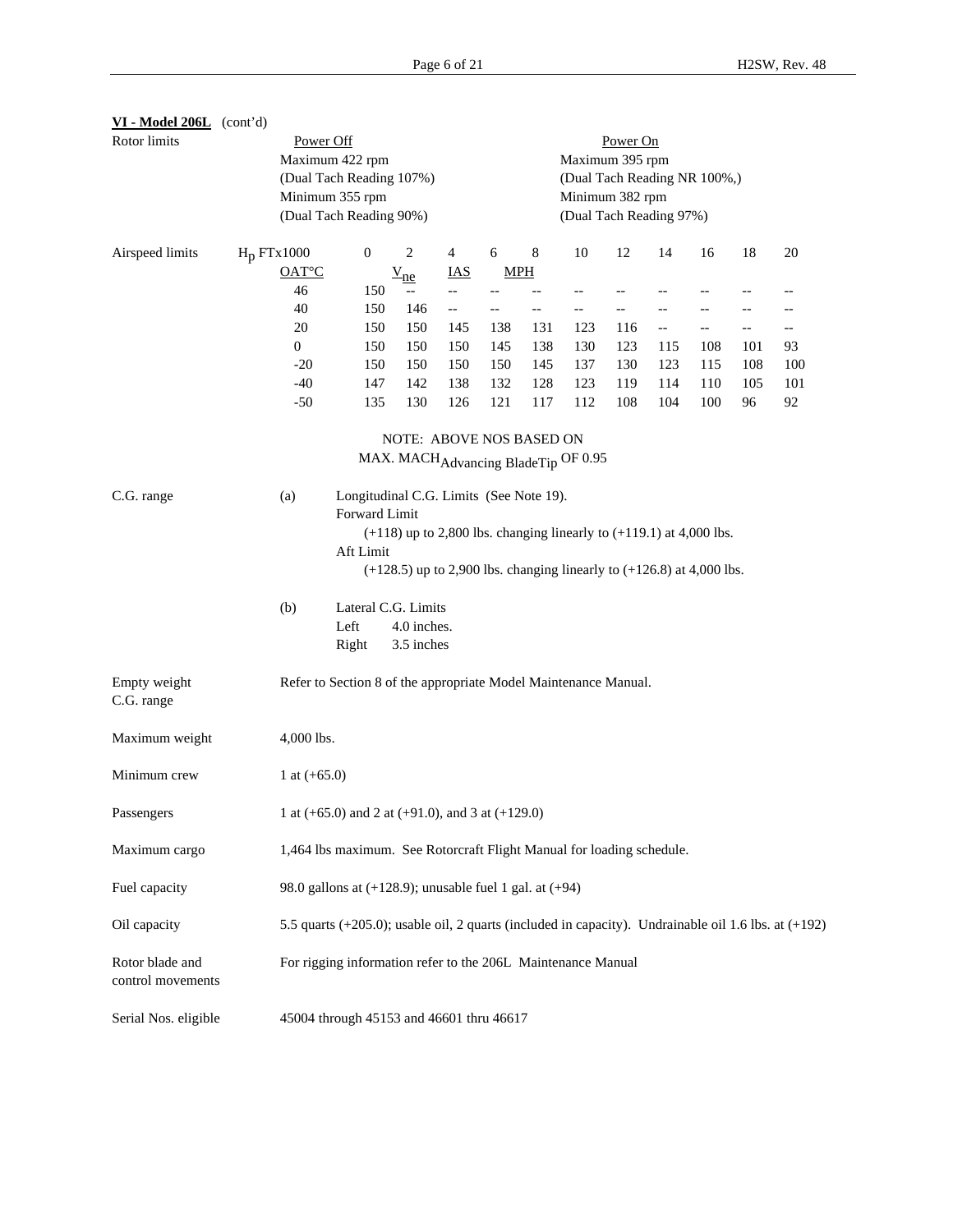**VI - Model 206L** (cont'd)

Rotor limits

| Power Off | Power On |
|---|---|
| Maximum 422 rpm | Maximum 395 rpm |
| (Dual Tach Reading 107%) | (Dual Tach Reading NR 100%,) |
| Minimum 355 rpm | Minimum 382 rpm |
| (Dual Tach Reading 90%) | (Dual Tach Reading 97%) |

Airspeed limits

| $H_p$ FTx1000 | 0 | 2 | 4 | 6 | 8 | 10 | 12 | 14 | 16 | 18 | 20 |
|---|---|---|---|---|---|---|---|---|---|---|---|
| OAT°C | | $V_{ne}$ | IAS | | MPH | | | | | | |
| 46 | 150 | -- | -- | -- | -- | -- | -- | -- | -- | -- | -- |
| 40 | 150 | 146 | -- | -- | -- | -- | -- | -- | -- | -- | -- |
| 20 | 150 | 150 | 145 | 138 | 131 | 123 | 116 | -- | -- | -- | -- |
| 0 | 150 | 150 | 150 | 145 | 138 | 130 | 123 | 115 | 108 | 101 | 93 |
| -20 | 150 | 150 | 150 | 150 | 145 | 137 | 130 | 123 | 115 | 108 | 100 |
| -40 | 147 | 142 | 138 | 132 | 128 | 123 | 119 | 114 | 110 | 105 | 101 |
| -50 | 135 | 130 | 126 | 121 | 117 | 112 | 108 | 104 | 100 | 96 | 92 |

NOTE: ABOVE NOS BASED ON MAX. $MACH_{\text{Advancing BladeTip}}$ OF 0.95

C.G. range

(a) Longitudinal C.G. Limits (See Note 19).
Forward Limit
(+118) up to 2,800 lbs. changing linearly to (+119.1) at 4,000 lbs.
Aft Limit
(+128.5) up to 2,900 lbs. changing linearly to (+126.8) at 4,000 lbs.

(b) Lateral C.G. Limits
Left 4.0 inches.
Right 3.5 inches

Empty weight C.G. range: Refer to Section 8 of the appropriate Model Maintenance Manual.

Maximum weight: 4,000 lbs.

Minimum crew: 1 at (+65.0)

Passengers: 1 at (+65.0) and 2 at (+91.0), and 3 at (+129.0)

Maximum cargo: 1,464 lbs maximum. See Rotorcraft Flight Manual for loading schedule.

Fuel capacity: 98.0 gallons at (+128.9); unusable fuel 1 gal. at (+94)

Oil capacity: 5.5 quarts (+205.0); usable oil, 2 quarts (included in capacity). Undrainable oil 1.6 lbs. at (+192)

Rotor blade and control movements: For rigging information refer to the 206L Maintenance Manual

Serial Nos. eligible: 45004 through 45153 and 46601 thru 46617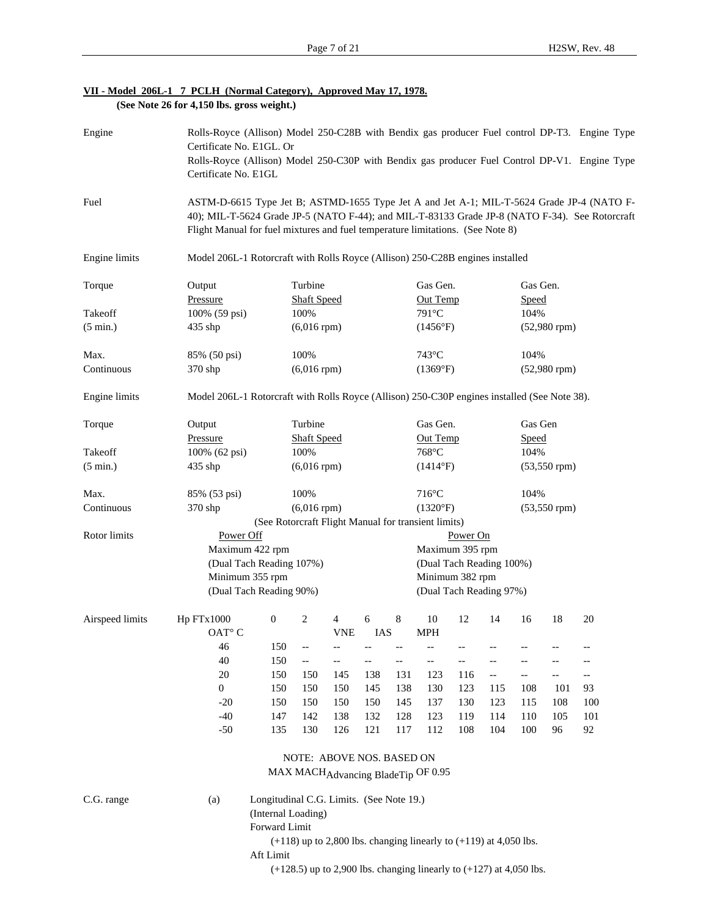**VII - Model 206L-1 7 PCLH (Normal Category), Approved May 17, 1978.**
**(See Note 26 for 4,150 lbs. gross weight.)**

Engine — Rolls-Royce (Allison) Model 250-C28B with Bendix gas producer Fuel control DP-T3. Engine Type Certificate No. E1GL. Or
Rolls-Royce (Allison) Model 250-C30P with Bendix gas producer Fuel Control DP-V1. Engine Type Certificate No. E1GL

Fuel — ASTM-D-6615 Type Jet B; ASTMD-1655 Type Jet A and Jet A-1; MIL-T-5624 Grade JP-4 (NATO F-40); MIL-T-5624 Grade JP-5 (NATO F-44); and MIL-T-83133 Grade JP-8 (NATO F-34). See Rotorcraft Flight Manual for fuel mixtures and fuel temperature limitations. (See Note 8)

Engine limits — Model 206L-1 Rotorcraft with Rolls Royce (Allison) 250-C28B engines installed

| Torque | Output Pressure | Turbine Shaft Speed | Gas Gen. Out Temp | Gas Gen. Speed |
|---|---|---|---|---|
| Takeoff (5 min.) | 100% (59 psi) 435 shp | 100% (6,016 rpm) | 791°C (1456°F) | 104% (52,980 rpm) |
| Max. Continuous | 85% (50 psi) 370 shp | 100% (6,016 rpm) | 743°C (1369°F) | 104% (52,980 rpm) |

Engine limits — Model 206L-1 Rotorcraft with Rolls Royce (Allison) 250-C30P engines installed (See Note 38).

| Torque | Output Pressure | Turbine Shaft Speed | Gas Gen. Out Temp | Gas Gen Speed |
|---|---|---|---|---|
| Takeoff (5 min.) | 100% (62 psi) 435 shp | 100% (6,016 rpm) | 768°C (1414°F) | 104% (53,550 rpm) |
| Max. Continuous | 85% (53 psi) 370 shp | 100% (6,016 rpm) | 716°C (1320°F) | 104% (53,550 rpm) |

(See Rotorcraft Flight Manual for transient limits)

Rotor limits

| Power Off | Power On |
|---|---|
| Maximum 422 rpm (Dual Tach Reading 107%) | Maximum 395 rpm (Dual Tach Reading 100%) |
| Minimum 355 rpm (Dual Tach Reading 90%) | Minimum 382 rpm (Dual Tach Reading 97%) |

Airspeed limits — VNE IAS MPH

| Hp FTx1000 / OAT° C | 0 | 2 | 4 | 6 | 8 | 10 | 12 | 14 | 16 | 18 | 20 |
|---|---|---|---|---|---|---|---|---|---|---|---|
| 46 | 150 | -- | -- | -- | -- | -- | -- | -- | -- | -- | -- |
| 40 | 150 | -- | -- | -- | -- | -- | -- | -- | -- | -- | -- |
| 20 | 150 | 150 | 145 | 138 | 131 | 123 | 116 | -- | -- | -- | -- |
| 0 | 150 | 150 | 150 | 145 | 138 | 130 | 123 | 115 | 108 | 101 | 93 |
| -20 | 150 | 150 | 150 | 150 | 145 | 137 | 130 | 123 | 115 | 108 | 100 |
| -40 | 147 | 142 | 138 | 132 | 128 | 123 | 119 | 114 | 110 | 105 | 101 |
| -50 | 135 | 130 | 126 | 121 | 117 | 112 | 108 | 104 | 100 | 96 | 92 |

NOTE: ABOVE NOS. BASED ON MAX $MACH_{Advancing\ BladeTip}$ OF 0.95

C.G. range

(a) Longitudinal C.G. Limits. (See Note 19.)
(Internal Loading)
Forward Limit
(+118) up to 2,800 lbs. changing linearly to (+119) at 4,050 lbs.
Aft Limit
(+128.5) up to 2,900 lbs. changing linearly to (+127) at 4,050 lbs.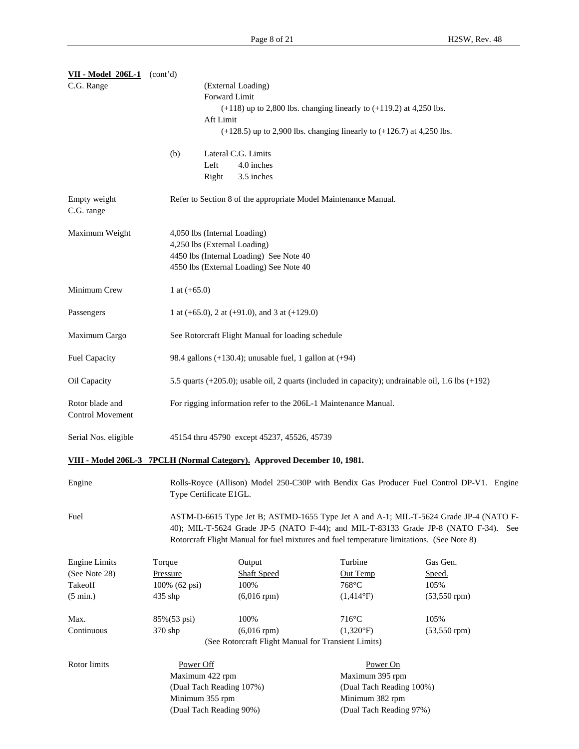**VII - Model 206L-1** (cont'd)

C.G. Range

(External Loading)
Forward Limit
(+118) up to 2,800 lbs. changing linearly to (+119.2) at 4,250 lbs.
Aft Limit
(+128.5) up to 2,900 lbs. changing linearly to (+126.7) at 4,250 lbs.

(b) Lateral C.G. Limits
Left 4.0 inches
Right 3.5 inches

Empty weight C.G. range: Refer to Section 8 of the appropriate Model Maintenance Manual.

Maximum Weight:
4,050 lbs (Internal Loading)
4,250 lbs (External Loading)
4450 lbs (Internal Loading) See Note 40
4550 lbs (External Loading) See Note 40

Minimum Crew: 1 at (+65.0)

Passengers: 1 at (+65.0), 2 at (+91.0), and 3 at (+129.0)

Maximum Cargo: See Rotorcraft Flight Manual for loading schedule

Fuel Capacity: 98.4 gallons (+130.4); unusable fuel, 1 gallon at (+94)

Oil Capacity: 5.5 quarts (+205.0); usable oil, 2 quarts (included in capacity); undrainable oil, 1.6 lbs (+192)

Rotor blade and Control Movement: For rigging information refer to the 206L-1 Maintenance Manual.

Serial Nos. eligible: 45154 thru 45790 except 45237, 45526, 45739

**VIII - Model 206L-3 7PCLH (Normal Category). Approved December 10, 1981.**

Engine: Rolls-Royce (Allison) Model 250-C30P with Bendix Gas Producer Fuel Control DP-V1. Engine Type Certificate E1GL.

Fuel: ASTM-D-6615 Type Jet B; ASTMD-1655 Type Jet A and A-1; MIL-T-5624 Grade JP-4 (NATO F-40); MIL-T-5624 Grade JP-5 (NATO F-44); and MIL-T-83133 Grade JP-8 (NATO F-34). See Rotorcraft Flight Manual for fuel mixtures and fuel temperature limitations. (See Note 8)

| Engine Limits (See Note 28) | Torque Pressure | Output Shaft Speed | Turbine Out Temp | Gas Gen. Speed. |
|---|---|---|---|---|
| Takeoff (5 min.) | 100% (62 psi) 435 shp | 100% (6,016 rpm) | 768°C (1,414°F) | 105% (53,550 rpm) |
| Max. Continuous | 85%(53 psi) 370 shp | 100% (6,016 rpm) | 716°C (1,320°F) | 105% (53,550 rpm) |

(See Rotorcraft Flight Manual for Transient Limits)

| Rotor limits | Power Off | Power On |
|---|---|---|
| | Maximum 422 rpm (Dual Tach Reading 107%) | Maximum 395 rpm (Dual Tach Reading 100%) |
| | Minimum 355 rpm (Dual Tach Reading 90%) | Minimum 382 rpm (Dual Tach Reading 97%) |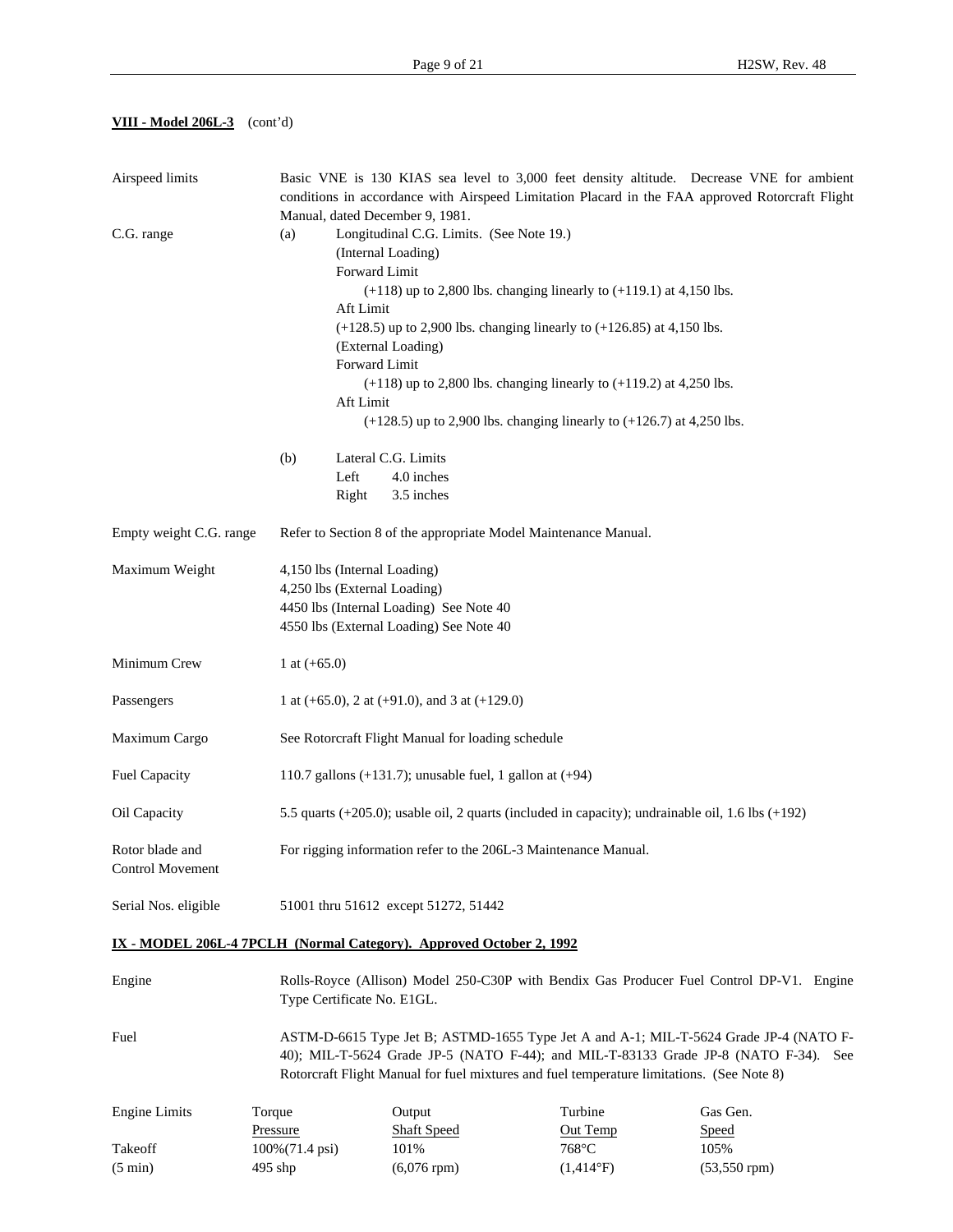**VIII - Model 206L-3** (cont'd)

| | |
|---|---|
| Airspeed limits | Basic VNE is 130 KIAS sea level to 3,000 feet density altitude. Decrease VNE for ambient conditions in accordance with Airspeed Limitation Placard in the FAA approved Rotorcraft Flight Manual, dated December 9, 1981. |
| C.G. range | (a) Longitudinal C.G. Limits. (See Note 19.)<br>(Internal Loading)<br>Forward Limit<br>(+118) up to 2,800 lbs. changing linearly to (+119.1) at 4,150 lbs.<br>Aft Limit<br>(+128.5) up to 2,900 lbs. changing linearly to (+126.85) at 4,150 lbs.<br>(External Loading)<br>Forward Limit<br>(+118) up to 2,800 lbs. changing linearly to (+119.2) at 4,250 lbs.<br>Aft Limit<br>(+128.5) up to 2,900 lbs. changing linearly to (+126.7) at 4,250 lbs.<br><br>(b) Lateral C.G. Limits<br>Left 4.0 inches<br>Right 3.5 inches |
| Empty weight C.G. range | Refer to Section 8 of the appropriate Model Maintenance Manual. |
| Maximum Weight | 4,150 lbs (Internal Loading)<br>4,250 lbs (External Loading)<br>4450 lbs (Internal Loading) See Note 40<br>4550 lbs (External Loading) See Note 40 |
| Minimum Crew | 1 at (+65.0) |
| Passengers | 1 at (+65.0), 2 at (+91.0), and 3 at (+129.0) |
| Maximum Cargo | See Rotorcraft Flight Manual for loading schedule |
| Fuel Capacity | 110.7 gallons (+131.7); unusable fuel, 1 gallon at (+94) |
| Oil Capacity | 5.5 quarts (+205.0); usable oil, 2 quarts (included in capacity); undrainable oil, 1.6 lbs (+192) |
| Rotor blade and Control Movement | For rigging information refer to the 206L-3 Maintenance Manual. |
| Serial Nos. eligible | 51001 thru 51612 except 51272, 51442 |

**IX - MODEL 206L-4 7PCLH (Normal Category). Approved October 2, 1992**

| | |
|---|---|
| Engine | Rolls-Royce (Allison) Model 250-C30P with Bendix Gas Producer Fuel Control DP-V1. Engine Type Certificate No. E1GL. |
| Fuel | ASTM-D-6615 Type Jet B; ASTMD-1655 Type Jet A and A-1; MIL-T-5624 Grade JP-4 (NATO F-40); MIL-T-5624 Grade JP-5 (NATO F-44); and MIL-T-83133 Grade JP-8 (NATO F-34). See Rotorcraft Flight Manual for fuel mixtures and fuel temperature limitations. (See Note 8) |

| Engine Limits | Torque Pressure | Output Shaft Speed | Turbine Out Temp | Gas Gen. Speed |
|---|---|---|---|---|
| Takeoff (5 min) | 100%(71.4 psi) 495 shp | 101% (6,076 rpm) | 768°C (1,414°F) | 105% (53,550 rpm) |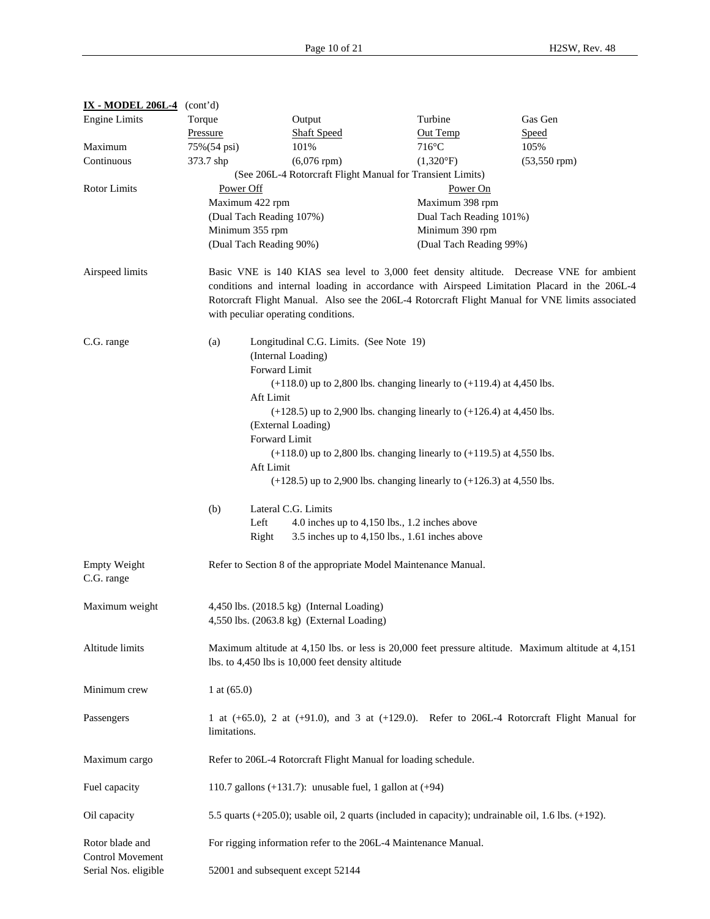**IX - MODEL 206L-4** (cont'd)

| Engine Limits | Torque Pressure | Output Shaft Speed | Turbine Out Temp | Gas Gen Speed |
|---|---|---|---|---|
| Maximum Continuous | 75%(54 psi) 373.7 shp | 101% (6,076 rpm) | 716°C (1,320°F) | 105% (53,550 rpm) |

(See 206L-4 Rotorcraft Flight Manual for Transient Limits)

| Rotor Limits | Power Off | Power On |
|---|---|---|
| | Maximum 422 rpm (Dual Tach Reading 107%) | Maximum 398 rpm Dual Tach Reading 101%) |
| | Minimum 355 rpm (Dual Tach Reading 90%) | Minimum 390 rpm (Dual Tach Reading 99%) |

**Airspeed limits**

Basic VNE is 140 KIAS sea level to 3,000 feet density altitude. Decrease VNE for ambient conditions and internal loading in accordance with Airspeed Limitation Placard in the 206L-4 Rotorcraft Flight Manual. Also see the 206L-4 Rotorcraft Flight Manual for VNE limits associated with peculiar operating conditions.

**C.G. range**

(a) Longitudinal C.G. Limits. (See Note 19)

(Internal Loading)

Forward Limit

(+118.0) up to 2,800 lbs. changing linearly to (+119.4) at 4,450 lbs.

Aft Limit

(+128.5) up to 2,900 lbs. changing linearly to (+126.4) at 4,450 lbs.

(External Loading)

Forward Limit

(+118.0) up to 2,800 lbs. changing linearly to (+119.5) at 4,550 lbs.

Aft Limit

(+128.5) up to 2,900 lbs. changing linearly to (+126.3) at 4,550 lbs.

(b) Lateral C.G. Limits

Left 4.0 inches up to 4,150 lbs., 1.2 inches above

Right 3.5 inches up to 4,150 lbs., 1.61 inches above

**Empty Weight C.G. range**

Refer to Section 8 of the appropriate Model Maintenance Manual.

**Maximum weight**

4,450 lbs. (2018.5 kg) (Internal Loading)

4,550 lbs. (2063.8 kg) (External Loading)

**Altitude limits**

Maximum altitude at 4,150 lbs. or less is 20,000 feet pressure altitude. Maximum altitude at 4,151 lbs. to 4,450 lbs is 10,000 feet density altitude

**Minimum crew**

1 at (65.0)

**Passengers**

1 at (+65.0), 2 at (+91.0), and 3 at (+129.0). Refer to 206L-4 Rotorcraft Flight Manual for limitations.

**Maximum cargo**

Refer to 206L-4 Rotorcraft Flight Manual for loading schedule.

**Fuel capacity**

110.7 gallons (+131.7): unusable fuel, 1 gallon at (+94)

**Oil capacity**

5.5 quarts (+205.0); usable oil, 2 quarts (included in capacity); undrainable oil, 1.6 lbs. (+192).

**Rotor blade and Control Movement**

For rigging information refer to the 206L-4 Maintenance Manual.

**Serial Nos. eligible**

52001 and subsequent except 52144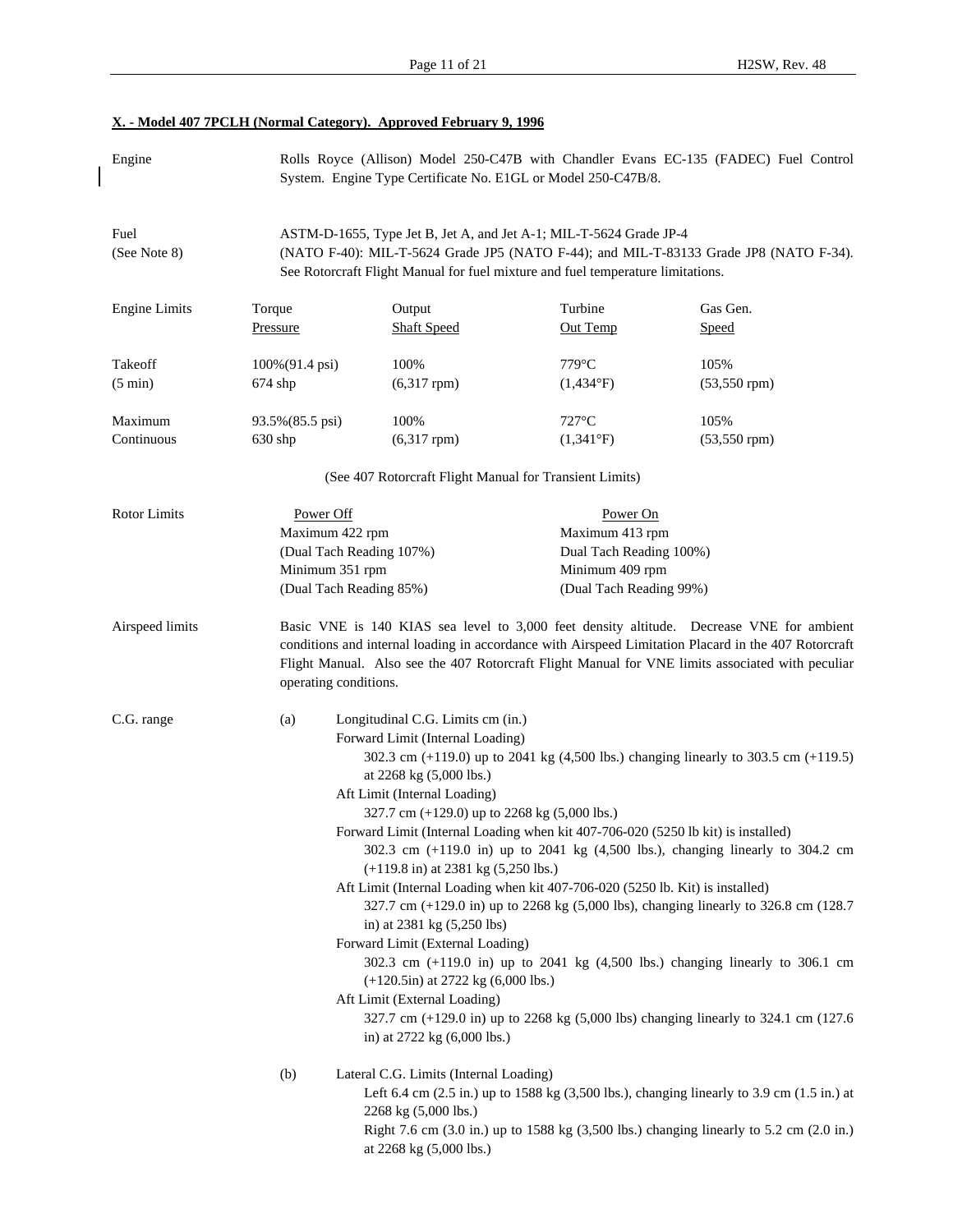**X. - Model 407 7PCLH (Normal Category). Approved February 9, 1996**

Engine — Rolls Royce (Allison) Model 250-C47B with Chandler Evans EC-135 (FADEC) Fuel Control System. Engine Type Certificate No. E1GL or Model 250-C47B/8.

Fuel (See Note 8) — ASTM-D-1655, Type Jet B, Jet A, and Jet A-1; MIL-T-5624 Grade JP-4 (NATO F-40): MIL-T-5624 Grade JP5 (NATO F-44); and MIL-T-83133 Grade JP8 (NATO F-34). See Rotorcraft Flight Manual for fuel mixture and fuel temperature limitations.

| Engine Limits | Torque Pressure | Output Shaft Speed | Turbine Out Temp | Gas Gen. Speed |
|---|---|---|---|---|
| Takeoff (5 min) | 100%(91.4 psi) 674 shp | 100% (6,317 rpm) | 779°C (1,434°F) | 105% (53,550 rpm) |
| Maximum Continuous | 93.5%(85.5 psi) 630 shp | 100% (6,317 rpm) | 727°C (1,341°F) | 105% (53,550 rpm) |

(See 407 Rotorcraft Flight Manual for Transient Limits)

| Rotor Limits | Power Off | Power On |
|---|---|---|
| | Maximum 422 rpm | Maximum 413 rpm |
| | (Dual Tach Reading 107%) | Dual Tach Reading 100%) |
| | Minimum 351 rpm | Minimum 409 rpm |
| | (Dual Tach Reading 85%) | (Dual Tach Reading 99%) |

Airspeed limits — Basic VNE is 140 KIAS sea level to 3,000 feet density altitude. Decrease VNE for ambient conditions and internal loading in accordance with Airspeed Limitation Placard in the 407 Rotorcraft Flight Manual. Also see the 407 Rotorcraft Flight Manual for VNE limits associated with peculiar operating conditions.

C.G. range

(a) Longitudinal C.G. Limits cm (in.)

Forward Limit (Internal Loading)

302.3 cm (+119.0) up to 2041 kg (4,500 lbs.) changing linearly to 303.5 cm (+119.5) at 2268 kg (5,000 lbs.)

Aft Limit (Internal Loading)

327.7 cm (+129.0) up to 2268 kg (5,000 lbs.)

Forward Limit (Internal Loading when kit 407-706-020 (5250 lb kit) is installed)

302.3 cm (+119.0 in) up to 2041 kg (4,500 lbs.), changing linearly to 304.2 cm (+119.8 in) at 2381 kg (5,250 lbs.)

Aft Limit (Internal Loading when kit 407-706-020 (5250 lb. Kit) is installed)

327.7 cm (+129.0 in) up to 2268 kg (5,000 lbs), changing linearly to 326.8 cm (128.7 in) at 2381 kg (5,250 lbs)

Forward Limit (External Loading)

302.3 cm (+119.0 in) up to 2041 kg (4,500 lbs.) changing linearly to 306.1 cm (+120.5in) at 2722 kg (6,000 lbs.)

Aft Limit (External Loading)

327.7 cm (+129.0 in) up to 2268 kg (5,000 lbs) changing linearly to 324.1 cm (127.6 in) at 2722 kg (6,000 lbs.)

(b) Lateral C.G. Limits (Internal Loading)

Left 6.4 cm (2.5 in.) up to 1588 kg (3,500 lbs.), changing linearly to 3.9 cm (1.5 in.) at 2268 kg (5,000 lbs.)

Right 7.6 cm (3.0 in.) up to 1588 kg (3,500 lbs.) changing linearly to 5.2 cm (2.0 in.) at 2268 kg (5,000 lbs.)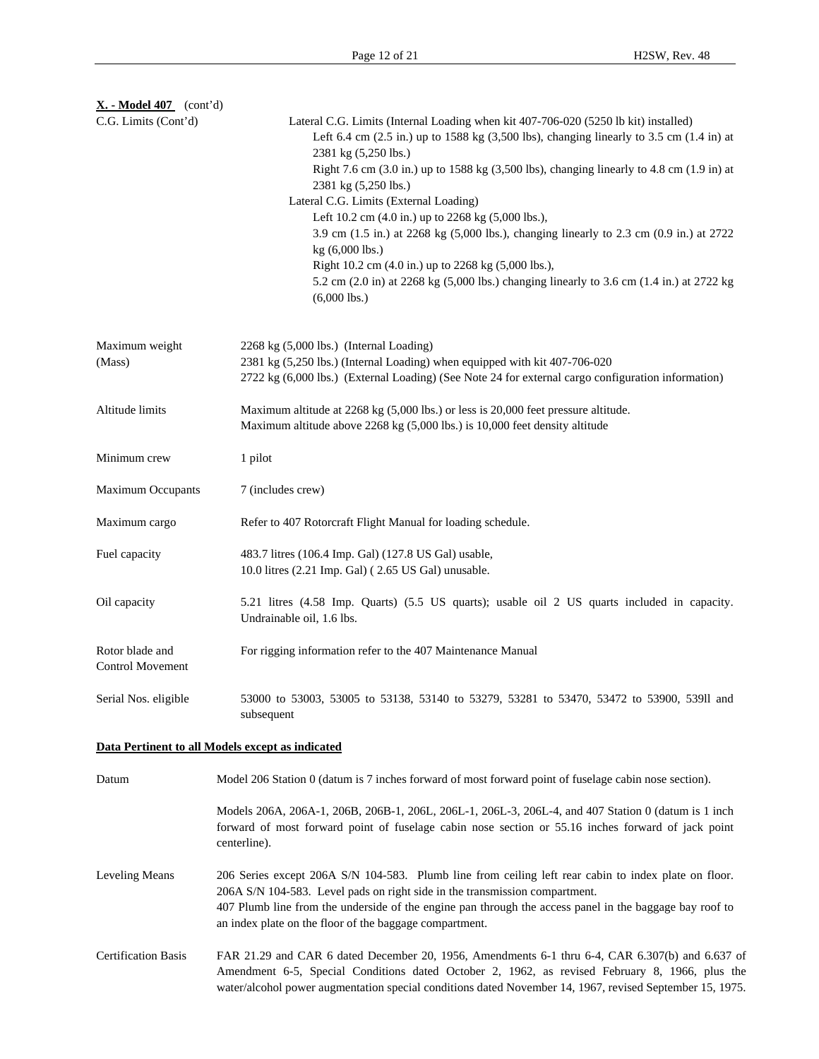**X. - Model 407** (cont'd)

C.G. Limits (Cont'd)

Lateral C.G. Limits (Internal Loading when kit 407-706-020 (5250 lb kit) installed)

Left 6.4 cm (2.5 in.) up to 1588 kg (3,500 lbs), changing linearly to 3.5 cm (1.4 in) at 2381 kg (5,250 lbs.)

Right 7.6 cm (3.0 in.) up to 1588 kg (3,500 lbs), changing linearly to 4.8 cm (1.9 in) at 2381 kg (5,250 lbs.)

Lateral C.G. Limits (External Loading)

Left 10.2 cm (4.0 in.) up to 2268 kg (5,000 lbs.),

3.9 cm (1.5 in.) at 2268 kg (5,000 lbs.), changing linearly to 2.3 cm (0.9 in.) at 2722 kg (6,000 lbs.)

Right 10.2 cm (4.0 in.) up to 2268 kg (5,000 lbs.),

5.2 cm (2.0 in) at 2268 kg (5,000 lbs.) changing linearly to 3.6 cm (1.4 in.) at 2722 kg (6,000 lbs.)

Maximum weight (Mass)

2268 kg (5,000 lbs.) (Internal Loading)
2381 kg (5,250 lbs.) (Internal Loading) when equipped with kit 407-706-020
2722 kg (6,000 lbs.) (External Loading) (See Note 24 for external cargo configuration information)

Altitude limits

Maximum altitude at 2268 kg (5,000 lbs.) or less is 20,000 feet pressure altitude.
Maximum altitude above 2268 kg (5,000 lbs.) is 10,000 feet density altitude

Minimum crew

1 pilot

Maximum Occupants

7 (includes crew)

Maximum cargo

Refer to 407 Rotorcraft Flight Manual for loading schedule.

Fuel capacity

483.7 litres (106.4 Imp. Gal) (127.8 US Gal) usable,
10.0 litres (2.21 Imp. Gal) ( 2.65 US Gal) unusable.

Oil capacity

5.21 litres (4.58 Imp. Quarts) (5.5 US quarts); usable oil 2 US quarts included in capacity. Undrainable oil, 1.6 lbs.

Rotor blade and Control Movement

For rigging information refer to the 407 Maintenance Manual

Serial Nos. eligible

53000 to 53003, 53005 to 53138, 53140 to 53279, 53281 to 53470, 53472 to 53900, 539ll and subsequent

**Data Pertinent to all Models except as indicated**

Datum

Model 206 Station 0 (datum is 7 inches forward of most forward point of fuselage cabin nose section).

Models 206A, 206A-1, 206B, 206B-1, 206L, 206L-1, 206L-3, 206L-4, and 407 Station 0 (datum is 1 inch forward of most forward point of fuselage cabin nose section or 55.16 inches forward of jack point centerline).

Leveling Means

206 Series except 206A S/N 104-583. Plumb line from ceiling left rear cabin to index plate on floor. 206A S/N 104-583. Level pads on right side in the transmission compartment.
407 Plumb line from the underside of the engine pan through the access panel in the baggage bay roof to an index plate on the floor of the baggage compartment.

Certification Basis

FAR 21.29 and CAR 6 dated December 20, 1956, Amendments 6-1 thru 6-4, CAR 6.307(b) and 6.637 of Amendment 6-5, Special Conditions dated October 2, 1962, as revised February 8, 1966, plus the water/alcohol power augmentation special conditions dated November 14, 1967, revised September 15, 1975.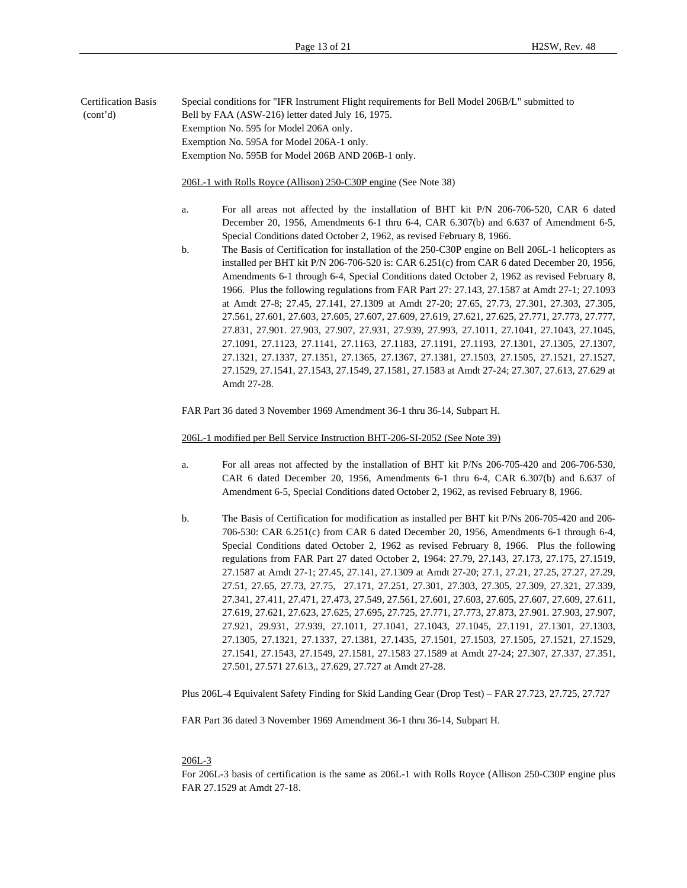Certification Basis (cont'd)

Special conditions for "IFR Instrument Flight requirements for Bell Model 206B/L" submitted to Bell by FAA (ASW-216) letter dated July 16, 1975.
Exemption No. 595 for Model 206A only.
Exemption No. 595A for Model 206A-1 only.
Exemption No. 595B for Model 206B AND 206B-1 only.

<u>206L-1 with Rolls Royce (Allison) 250-C30P engine</u> (See Note 38)

a. For all areas not affected by the installation of BHT kit P/N 206-706-520, CAR 6 dated December 20, 1956, Amendments 6-1 thru 6-4, CAR 6.307(b) and 6.637 of Amendment 6-5, Special Conditions dated October 2, 1962, as revised February 8, 1966.

b. The Basis of Certification for installation of the 250-C30P engine on Bell 206L-1 helicopters as installed per BHT kit P/N 206-706-520 is: CAR 6.251(c) from CAR 6 dated December 20, 1956, Amendments 6-1 through 6-4, Special Conditions dated October 2, 1962 as revised February 8, 1966. Plus the following regulations from FAR Part 27: 27.143, 27.1587 at Amdt 27-1; 27.1093 at Amdt 27-8; 27.45, 27.141, 27.1309 at Amdt 27-20; 27.65, 27.73, 27.301, 27.303, 27.305, 27.561, 27.601, 27.603, 27.605, 27.607, 27.609, 27.619, 27.621, 27.625, 27.771, 27.773, 27.777, 27.831, 27.901. 27.903, 27.907, 27.931, 27.939, 27.993, 27.1011, 27.1041, 27.1043, 27.1045, 27.1091, 27.1123, 27.1141, 27.1163, 27.1183, 27.1191, 27.1193, 27.1301, 27.1305, 27.1307, 27.1321, 27.1337, 27.1351, 27.1365, 27.1367, 27.1381, 27.1503, 27.1505, 27.1521, 27.1527, 27.1529, 27.1541, 27.1543, 27.1549, 27.1581, 27.1583 at Amdt 27-24; 27.307, 27.613, 27.629 at Amdt 27-28.

FAR Part 36 dated 3 November 1969 Amendment 36-1 thru 36-14, Subpart H.

<u>206L-1 modified per Bell Service Instruction BHT-206-SI-2052 (See Note 39)</u>

a. For all areas not affected by the installation of BHT kit P/Ns 206-705-420 and 206-706-530, CAR 6 dated December 20, 1956, Amendments 6-1 thru 6-4, CAR 6.307(b) and 6.637 of Amendment 6-5, Special Conditions dated October 2, 1962, as revised February 8, 1966.

b. The Basis of Certification for modification as installed per BHT kit P/Ns 206-705-420 and 206-706-530: CAR 6.251(c) from CAR 6 dated December 20, 1956, Amendments 6-1 through 6-4, Special Conditions dated October 2, 1962 as revised February 8, 1966. Plus the following regulations from FAR Part 27 dated October 2, 1964: 27.79, 27.143, 27.173, 27.175, 27.1519, 27.1587 at Amdt 27-1; 27.45, 27.141, 27.1309 at Amdt 27-20; 27.1, 27.21, 27.25, 27.27, 27.29, 27.51, 27.65, 27.73, 27.75, 27.171, 27.251, 27.301, 27.303, 27.305, 27.309, 27.321, 27.339, 27.341, 27.411, 27.471, 27.473, 27.549, 27.561, 27.601, 27.603, 27.605, 27.607, 27.609, 27.611, 27.619, 27.621, 27.623, 27.625, 27.695, 27.725, 27.771, 27.773, 27.873, 27.901. 27.903, 27.907, 27.921, 29.931, 27.939, 27.1011, 27.1041, 27.1043, 27.1045, 27.1191, 27.1301, 27.1303, 27.1305, 27.1321, 27.1337, 27.1381, 27.1435, 27.1501, 27.1503, 27.1505, 27.1521, 27.1529, 27.1541, 27.1543, 27.1549, 27.1581, 27.1583 27.1589 at Amdt 27-24; 27.307, 27.337, 27.351, 27.501, 27.571 27.613,, 27.629, 27.727 at Amdt 27-28.

Plus 206L-4 Equivalent Safety Finding for Skid Landing Gear (Drop Test) – FAR 27.723, 27.725, 27.727

FAR Part 36 dated 3 November 1969 Amendment 36-1 thru 36-14, Subpart H.

<u>206L-3</u>
For 206L-3 basis of certification is the same as 206L-1 with Rolls Royce (Allison 250-C30P engine plus FAR 27.1529 at Amdt 27-18.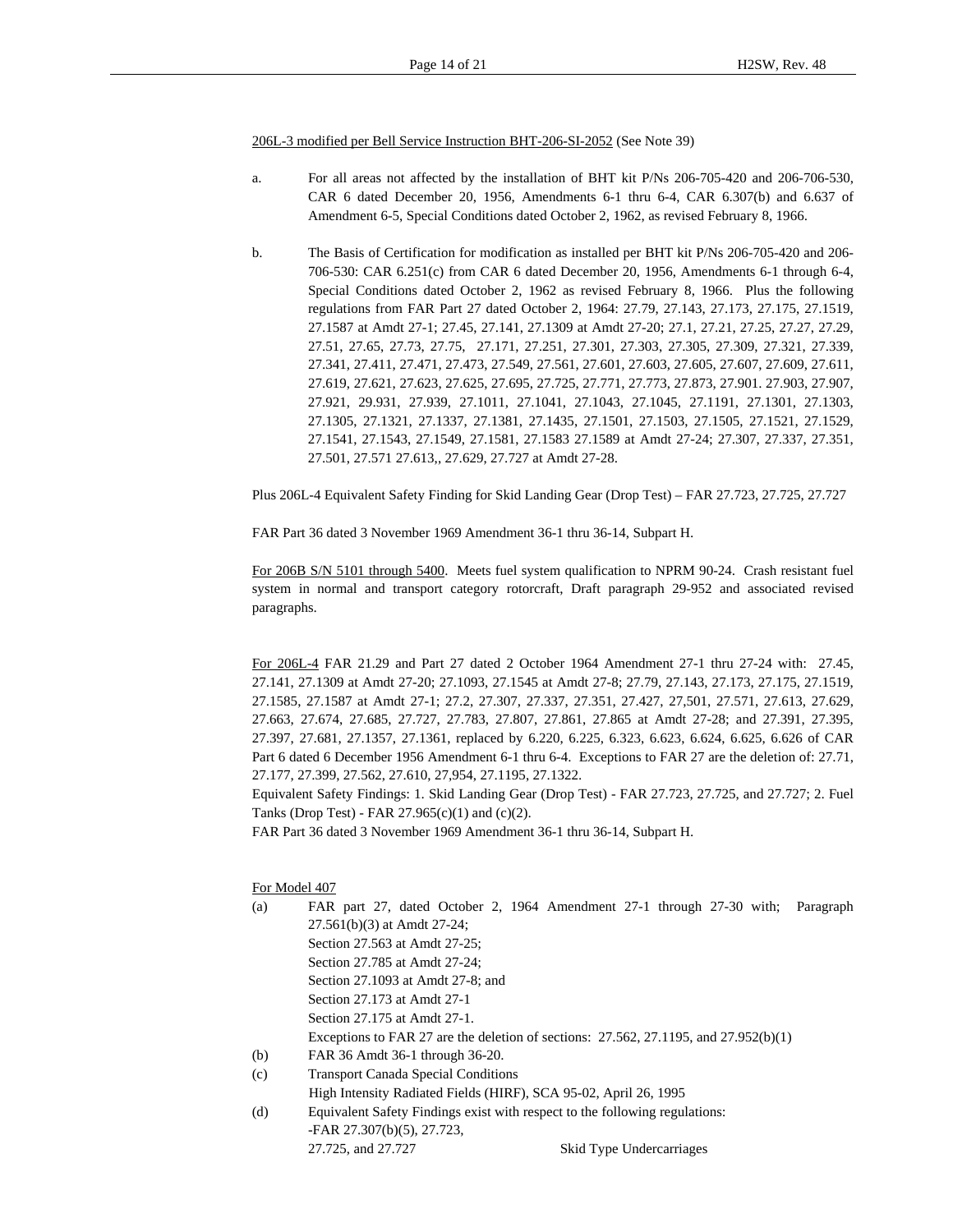<u>206L-3 modified per Bell Service Instruction BHT-206-SI-2052</u> (See Note 39)

a. For all areas not affected by the installation of BHT kit P/Ns 206-705-420 and 206-706-530, CAR 6 dated December 20, 1956, Amendments 6-1 thru 6-4, CAR 6.307(b) and 6.637 of Amendment 6-5, Special Conditions dated October 2, 1962, as revised February 8, 1966.

b. The Basis of Certification for modification as installed per BHT kit P/Ns 206-705-420 and 206-706-530: CAR 6.251(c) from CAR 6 dated December 20, 1956, Amendments 6-1 through 6-4, Special Conditions dated October 2, 1962 as revised February 8, 1966. Plus the following regulations from FAR Part 27 dated October 2, 1964: 27.79, 27.143, 27.173, 27.175, 27.1519, 27.1587 at Amdt 27-1; 27.45, 27.141, 27.1309 at Amdt 27-20; 27.1, 27.21, 27.25, 27.27, 27.29, 27.51, 27.65, 27.73, 27.75, 27.171, 27.251, 27.301, 27.303, 27.305, 27.309, 27.321, 27.339, 27.341, 27.411, 27.471, 27.473, 27.549, 27.561, 27.601, 27.603, 27.605, 27.607, 27.609, 27.611, 27.619, 27.621, 27.623, 27.625, 27.695, 27.725, 27.771, 27.773, 27.873, 27.901. 27.903, 27.907, 27.921, 29.931, 27.939, 27.1011, 27.1041, 27.1043, 27.1045, 27.1191, 27.1301, 27.1303, 27.1305, 27.1321, 27.1337, 27.1381, 27.1435, 27.1501, 27.1503, 27.1505, 27.1521, 27.1529, 27.1541, 27.1543, 27.1549, 27.1581, 27.1583 27.1589 at Amdt 27-24; 27.307, 27.337, 27.351, 27.501, 27.571 27.613,, 27.629, 27.727 at Amdt 27-28.

Plus 206L-4 Equivalent Safety Finding for Skid Landing Gear (Drop Test) – FAR 27.723, 27.725, 27.727

FAR Part 36 dated 3 November 1969 Amendment 36-1 thru 36-14, Subpart H.

<u>For 206B S/N 5101 through 5400</u>. Meets fuel system qualification to NPRM 90-24. Crash resistant fuel system in normal and transport category rotorcraft, Draft paragraph 29-952 and associated revised paragraphs.

<u>For 206L-4</u> FAR 21.29 and Part 27 dated 2 October 1964 Amendment 27-1 thru 27-24 with: 27.45, 27.141, 27.1309 at Amdt 27-20; 27.1093, 27.1545 at Amdt 27-8; 27.79, 27.143, 27.173, 27.175, 27.1519, 27.1585, 27.1587 at Amdt 27-1; 27.2, 27.307, 27.337, 27.351, 27.427, 27,501, 27.571, 27.613, 27.629, 27.663, 27.674, 27.685, 27.727, 27.783, 27.807, 27.861, 27.865 at Amdt 27-28; and 27.391, 27.395, 27.397, 27.681, 27.1357, 27.1361, replaced by 6.220, 6.225, 6.323, 6.623, 6.624, 6.625, 6.626 of CAR Part 6 dated 6 December 1956 Amendment 6-1 thru 6-4. Exceptions to FAR 27 are the deletion of: 27.71, 27.177, 27.399, 27.562, 27.610, 27,954, 27.1195, 27.1322.
Equivalent Safety Findings: 1. Skid Landing Gear (Drop Test) - FAR 27.723, 27.725, and 27.727; 2. Fuel Tanks (Drop Test) - FAR 27.965(c)(1) and (c)(2).
FAR Part 36 dated 3 November 1969 Amendment 36-1 thru 36-14, Subpart H.

<u>For Model 407</u>

(a) FAR part 27, dated October 2, 1964 Amendment 27-1 through 27-30 with; Paragraph 27.561(b)(3) at Amdt 27-24;
Section 27.563 at Amdt 27-25;
Section 27.785 at Amdt 27-24;
Section 27.1093 at Amdt 27-8; and
Section 27.173 at Amdt 27-1
Section 27.175 at Amdt 27-1.
Exceptions to FAR 27 are the deletion of sections: 27.562, 27.1195, and 27.952(b)(1)

(b) FAR 36 Amdt 36-1 through 36-20.

(c) Transport Canada Special Conditions
High Intensity Radiated Fields (HIRF), SCA 95-02, April 26, 1995

(d) Equivalent Safety Findings exist with respect to the following regulations:
-FAR 27.307(b)(5), 27.723,
27.725, and 27.727 Skid Type Undercarriages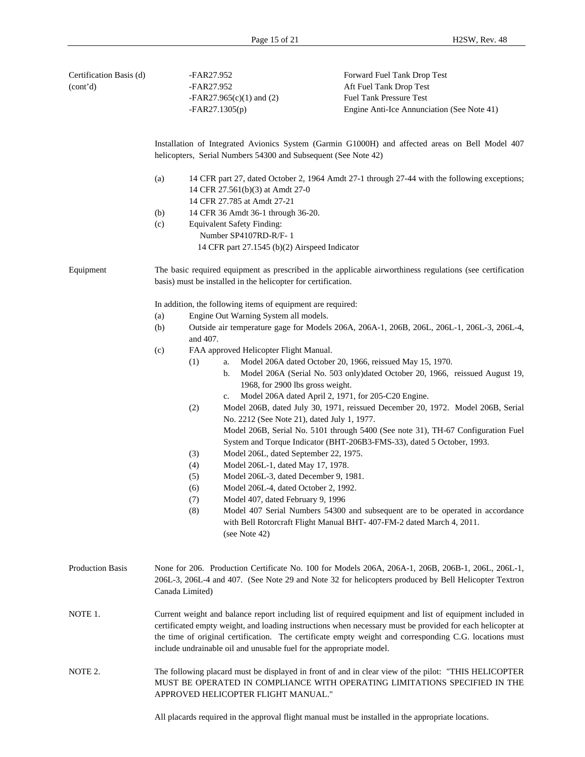Certification Basis (d) (cont'd)

| | | |
|---|---|---|
| -FAR27.952 | Forward Fuel Tank Drop Test |
| -FAR27.952 | Aft Fuel Tank Drop Test |
| -FAR27.965(c)(1) and (2) | Fuel Tank Pressure Test |
| -FAR27.1305(p) | Engine Anti-Ice Annunciation (See Note 41) |

Installation of Integrated Avionics System (Garmin G1000H) and affected areas on Bell Model 407 helicopters, Serial Numbers 54300 and Subsequent (See Note 42)

(a) 14 CFR part 27, dated October 2, 1964 Amdt 27-1 through 27-44 with the following exceptions;
14 CFR 27.561(b)(3) at Amdt 27-0
14 CFR 27.785 at Amdt 27-21

(b) 14 CFR 36 Amdt 36-1 through 36-20.

(c) Equivalent Safety Finding:
Number SP4107RD-R/F- 1
14 CFR part 27.1545 (b)(2) Airspeed Indicator

Equipment

The basic required equipment as prescribed in the applicable airworthiness regulations (see certification basis) must be installed in the helicopter for certification.

In addition, the following items of equipment are required:

(a) Engine Out Warning System all models.

(b) Outside air temperature gage for Models 206A, 206A-1, 206B, 206L, 206L-1, 206L-3, 206L-4, and 407.

(c) FAA approved Helicopter Flight Manual.
- (1)
  - a. Model 206A dated October 20, 1966, reissued May 15, 1970.
  - b. Model 206A (Serial No. 503 only)dated October 20, 1966, reissued August 19, 1968, for 2900 lbs gross weight.
  - c. Model 206A dated April 2, 1971, for 205-C20 Engine.
- (2) Model 206B, dated July 30, 1971, reissued December 20, 1972. Model 206B, Serial No. 2212 (See Note 21), dated July 1, 1977.
  Model 206B, Serial No. 5101 through 5400 (See note 31), TH-67 Configuration Fuel System and Torque Indicator (BHT-206B3-FMS-33), dated 5 October, 1993.
- (3) Model 206L, dated September 22, 1975.
- (4) Model 206L-1, dated May 17, 1978.
- (5) Model 206L-3, dated December 9, 1981.
- (6) Model 206L-4, dated October 2, 1992.
- (7) Model 407, dated February 9, 1996
- (8) Model 407 Serial Numbers 54300 and subsequent are to be operated in accordance with Bell Rotorcraft Flight Manual BHT- 407-FM-2 dated March 4, 2011.
  (see Note 42)

Production Basis

None for 206. Production Certificate No. 100 for Models 206A, 206A-1, 206B, 206B-1, 206L, 206L-1, 206L-3, 206L-4 and 407. (See Note 29 and Note 32 for helicopters produced by Bell Helicopter Textron Canada Limited)

NOTE 1.

Current weight and balance report including list of required equipment and list of equipment included in certificated empty weight, and loading instructions when necessary must be provided for each helicopter at the time of original certification. The certificate empty weight and corresponding C.G. locations must include undrainable oil and unusable fuel for the appropriate model.

NOTE 2.

The following placard must be displayed in front of and in clear view of the pilot: "THIS HELICOPTER MUST BE OPERATED IN COMPLIANCE WITH OPERATING LIMITATIONS SPECIFIED IN THE APPROVED HELICOPTER FLIGHT MANUAL."

All placards required in the approval flight manual must be installed in the appropriate locations.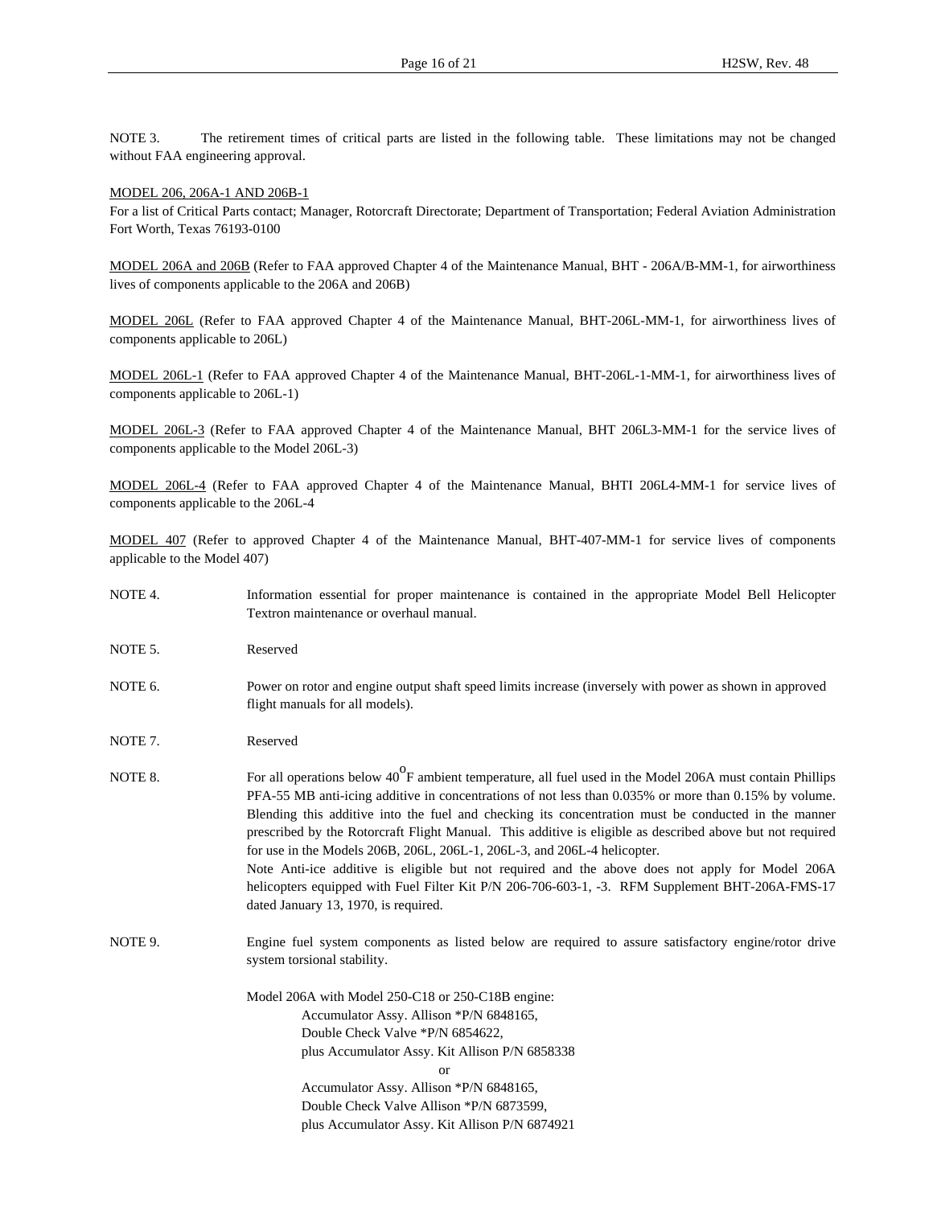NOTE 3. The retirement times of critical parts are listed in the following table. These limitations may not be changed without FAA engineering approval.

<u>MODEL 206, 206A-1 AND 206B-1</u>
For a list of Critical Parts contact; Manager, Rotorcraft Directorate; Department of Transportation; Federal Aviation Administration Fort Worth, Texas 76193-0100

<u>MODEL 206A and 206B</u> (Refer to FAA approved Chapter 4 of the Maintenance Manual, BHT - 206A/B-MM-1, for airworthiness lives of components applicable to the 206A and 206B)

<u>MODEL 206L</u> (Refer to FAA approved Chapter 4 of the Maintenance Manual, BHT-206L-MM-1, for airworthiness lives of components applicable to 206L)

<u>MODEL 206L-1</u> (Refer to FAA approved Chapter 4 of the Maintenance Manual, BHT-206L-1-MM-1, for airworthiness lives of components applicable to 206L-1)

<u>MODEL 206L-3</u> (Refer to FAA approved Chapter 4 of the Maintenance Manual, BHT 206L3-MM-1 for the service lives of components applicable to the Model 206L-3)

<u>MODEL 206L-4</u> (Refer to FAA approved Chapter 4 of the Maintenance Manual, BHTI 206L4-MM-1 for service lives of components applicable to the 206L-4

<u>MODEL 407</u> (Refer to approved Chapter 4 of the Maintenance Manual, BHT-407-MM-1 for service lives of components applicable to the Model 407)

NOTE 4. Information essential for proper maintenance is contained in the appropriate Model Bell Helicopter Textron maintenance or overhaul manual.

NOTE 5. Reserved

NOTE 6. Power on rotor and engine output shaft speed limits increase (inversely with power as shown in approved flight manuals for all models).

NOTE 7. Reserved

NOTE 8. For all operations below $40^{o}$F ambient temperature, all fuel used in the Model 206A must contain Phillips PFA-55 MB anti-icing additive in concentrations of not less than 0.035% or more than 0.15% by volume. Blending this additive into the fuel and checking its concentration must be conducted in the manner prescribed by the Rotorcraft Flight Manual. This additive is eligible as described above but not required for use in the Models 206B, 206L, 206L-1, 206L-3, and 206L-4 helicopter.
Note Anti-ice additive is eligible but not required and the above does not apply for Model 206A helicopters equipped with Fuel Filter Kit P/N 206-706-603-1, -3. RFM Supplement BHT-206A-FMS-17 dated January 13, 1970, is required.

NOTE 9. Engine fuel system components as listed below are required to assure satisfactory engine/rotor drive system torsional stability.

Model 206A with Model 250-C18 or 250-C18B engine:
Accumulator Assy. Allison *P/N 6848165,
Double Check Valve *P/N 6854622,
plus Accumulator Assy. Kit Allison P/N 6858338
or
Accumulator Assy. Allison *P/N 6848165,
Double Check Valve Allison *P/N 6873599,
plus Accumulator Assy. Kit Allison P/N 6874921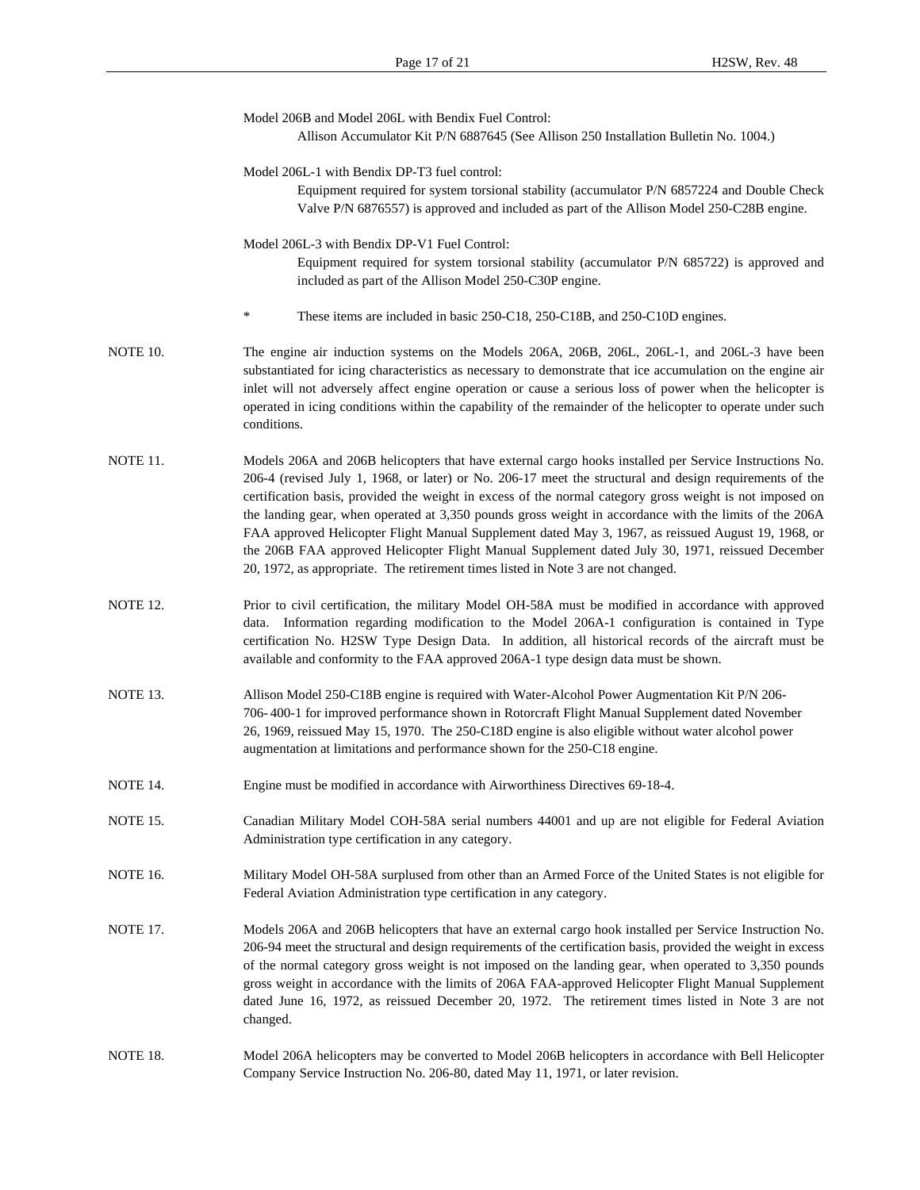Model 206B and Model 206L with Bendix Fuel Control:

Allison Accumulator Kit P/N 6887645 (See Allison 250 Installation Bulletin No. 1004.)

Model 206L-1 with Bendix DP-T3 fuel control:

Equipment required for system torsional stability (accumulator P/N 6857224 and Double Check Valve P/N 6876557) is approved and included as part of the Allison Model 250-C28B engine.

Model 206L-3 with Bendix DP-V1 Fuel Control:

Equipment required for system torsional stability (accumulator P/N 685722) is approved and included as part of the Allison Model 250-C30P engine.

\* These items are included in basic 250-C18, 250-C18B, and 250-C10D engines.

NOTE 10. The engine air induction systems on the Models 206A, 206B, 206L, 206L-1, and 206L-3 have been substantiated for icing characteristics as necessary to demonstrate that ice accumulation on the engine air inlet will not adversely affect engine operation or cause a serious loss of power when the helicopter is operated in icing conditions within the capability of the remainder of the helicopter to operate under such conditions.

NOTE 11. Models 206A and 206B helicopters that have external cargo hooks installed per Service Instructions No. 206-4 (revised July 1, 1968, or later) or No. 206-17 meet the structural and design requirements of the certification basis, provided the weight in excess of the normal category gross weight is not imposed on the landing gear, when operated at 3,350 pounds gross weight in accordance with the limits of the 206A FAA approved Helicopter Flight Manual Supplement dated May 3, 1967, as reissued August 19, 1968, or the 206B FAA approved Helicopter Flight Manual Supplement dated July 30, 1971, reissued December 20, 1972, as appropriate. The retirement times listed in Note 3 are not changed.

NOTE 12. Prior to civil certification, the military Model OH-58A must be modified in accordance with approved data. Information regarding modification to the Model 206A-1 configuration is contained in Type certification No. H2SW Type Design Data. In addition, all historical records of the aircraft must be available and conformity to the FAA approved 206A-1 type design data must be shown.

NOTE 13. Allison Model 250-C18B engine is required with Water-Alcohol Power Augmentation Kit P/N 206-706-400-1 for improved performance shown in Rotorcraft Flight Manual Supplement dated November 26, 1969, reissued May 15, 1970. The 250-C18D engine is also eligible without water alcohol power augmentation at limitations and performance shown for the 250-C18 engine.

NOTE 14. Engine must be modified in accordance with Airworthiness Directives 69-18-4.

NOTE 15. Canadian Military Model COH-58A serial numbers 44001 and up are not eligible for Federal Aviation Administration type certification in any category.

NOTE 16. Military Model OH-58A surplused from other than an Armed Force of the United States is not eligible for Federal Aviation Administration type certification in any category.

NOTE 17. Models 206A and 206B helicopters that have an external cargo hook installed per Service Instruction No. 206-94 meet the structural and design requirements of the certification basis, provided the weight in excess of the normal category gross weight is not imposed on the landing gear, when operated to 3,350 pounds gross weight in accordance with the limits of 206A FAA-approved Helicopter Flight Manual Supplement dated June 16, 1972, as reissued December 20, 1972. The retirement times listed in Note 3 are not changed.

NOTE 18. Model 206A helicopters may be converted to Model 206B helicopters in accordance with Bell Helicopter Company Service Instruction No. 206-80, dated May 11, 1971, or later revision.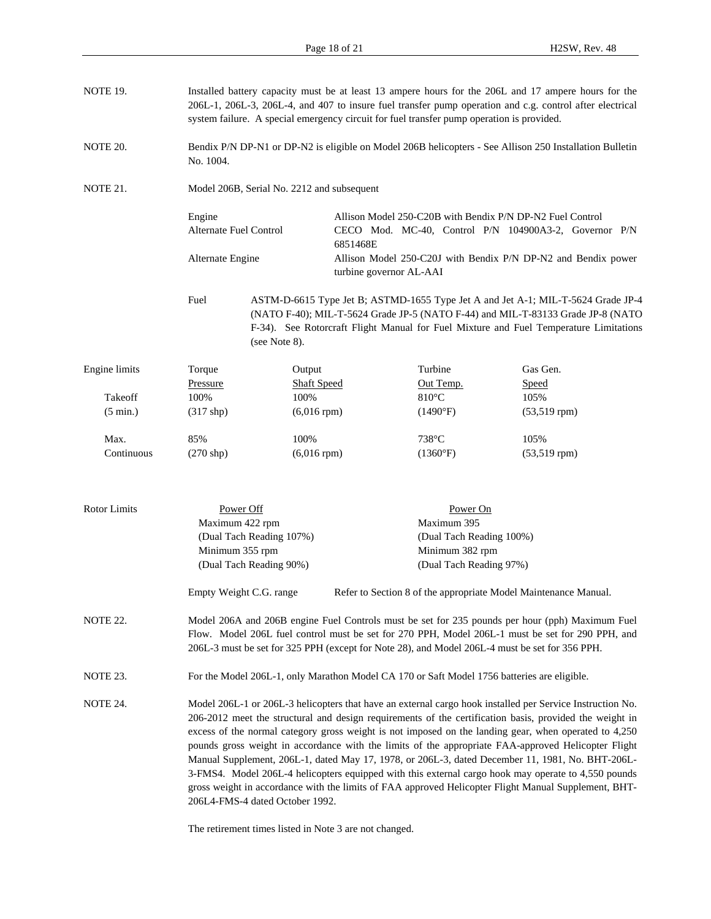NOTE 19. Installed battery capacity must be at least 13 ampere hours for the 206L and 17 ampere hours for the 206L-1, 206L-3, 206L-4, and 407 to insure fuel transfer pump operation and c.g. control after electrical system failure. A special emergency circuit for fuel transfer pump operation is provided.

NOTE 20. Bendix P/N DP-N1 or DP-N2 is eligible on Model 206B helicopters - See Allison 250 Installation Bulletin No. 1004.

NOTE 21. Model 206B, Serial No. 2212 and subsequent

| | |
|---|---|
| Engine | Allison Model 250-C20B with Bendix P/N DP-N2 Fuel Control |
| Alternate Fuel Control | CECO Mod. MC-40, Control P/N 104900A3-2, Governor P/N 6851468E |
| Alternate Engine | Allison Model 250-C20J with Bendix P/N DP-N2 and Bendix power turbine governor AL-AAI |

Fuel: ASTM-D-6615 Type Jet B; ASTMD-1655 Type Jet A and Jet A-1; MIL-T-5624 Grade JP-4 (NATO F-40); MIL-T-5624 Grade JP-5 (NATO F-44) and MIL-T-83133 Grade JP-8 (NATO F-34). See Rotorcraft Flight Manual for Fuel Mixture and Fuel Temperature Limitations (see Note 8).

| Engine limits | Torque Pressure | Output Shaft Speed | Turbine Out Temp. | Gas Gen. Speed |
|---|---|---|---|---|
| Takeoff (5 min.) | 100% (317 shp) | 100% (6,016 rpm) | 810°C (1490°F) | 105% (53,519 rpm) |
| Max. Continuous | 85% (270 shp) | 100% (6,016 rpm) | 738°C (1360°F) | 105% (53,519 rpm) |

| Rotor Limits | Power Off | Power On |
|---|---|---|
| | Maximum 422 rpm (Dual Tach Reading 107%) | Maximum 395 (Dual Tach Reading 100%) |
| | Minimum 355 rpm (Dual Tach Reading 90%) | Minimum 382 rpm (Dual Tach Reading 97%) |

Empty Weight C.G. range: Refer to Section 8 of the appropriate Model Maintenance Manual.

NOTE 22. Model 206A and 206B engine Fuel Controls must be set for 235 pounds per hour (pph) Maximum Fuel Flow. Model 206L fuel control must be set for 270 PPH, Model 206L-1 must be set for 290 PPH, and 206L-3 must be set for 325 PPH (except for Note 28), and Model 206L-4 must be set for 356 PPH.

NOTE 23. For the Model 206L-1, only Marathon Model CA 170 or Saft Model 1756 batteries are eligible.

NOTE 24. Model 206L-1 or 206L-3 helicopters that have an external cargo hook installed per Service Instruction No. 206-2012 meet the structural and design requirements of the certification basis, provided the weight in excess of the normal category gross weight is not imposed on the landing gear, when operated to 4,250 pounds gross weight in accordance with the limits of the appropriate FAA-approved Helicopter Flight Manual Supplement, 206L-1, dated May 17, 1978, or 206L-3, dated December 11, 1981, No. BHT-206L-3-FMS4. Model 206L-4 helicopters equipped with this external cargo hook may operate to 4,550 pounds gross weight in accordance with the limits of FAA approved Helicopter Flight Manual Supplement, BHT-206L4-FMS-4 dated October 1992.

The retirement times listed in Note 3 are not changed.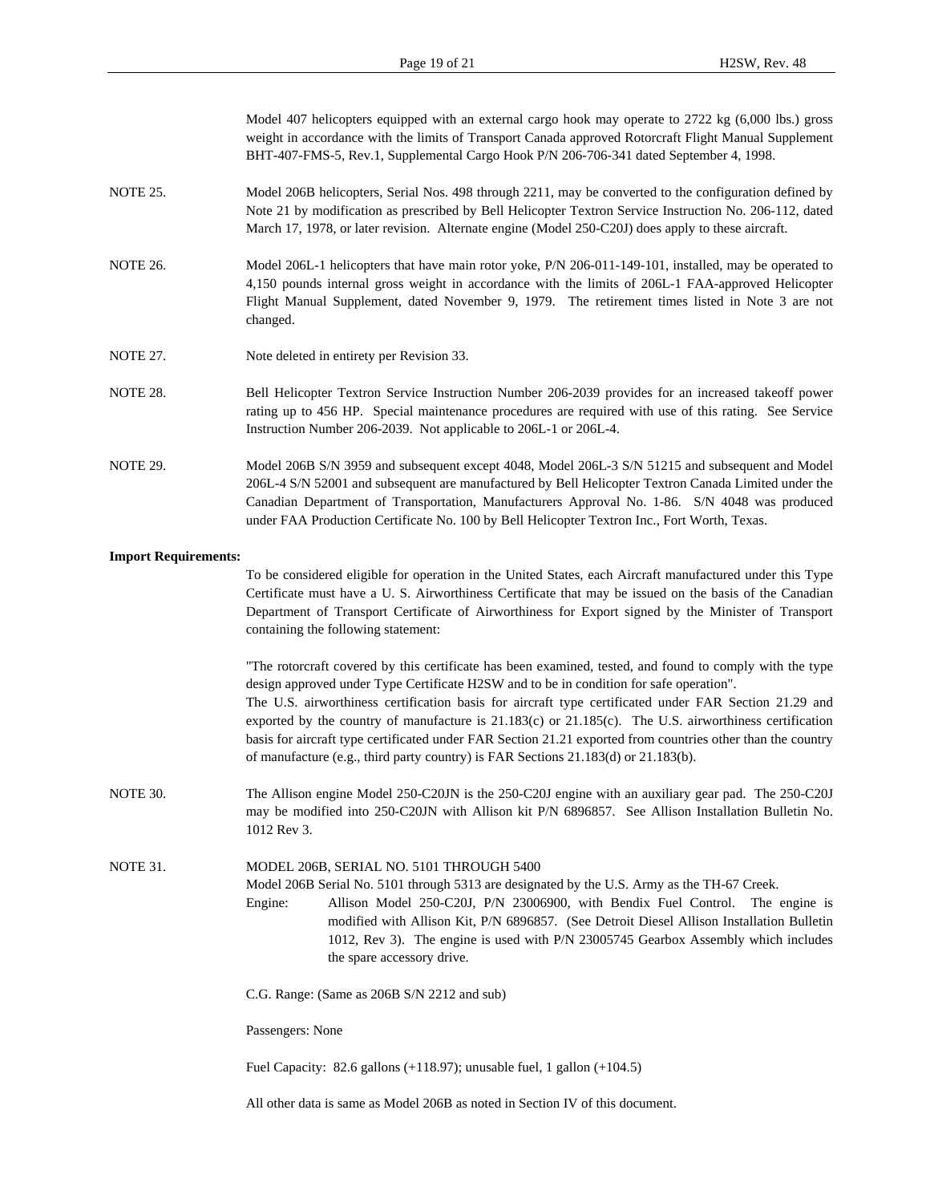Model 407 helicopters equipped with an external cargo hook may operate to 2722 kg (6,000 lbs.) gross weight in accordance with the limits of Transport Canada approved Rotorcraft Flight Manual Supplement BHT-407-FMS-5, Rev.1, Supplemental Cargo Hook P/N 206-706-341 dated September 4, 1998.

NOTE 25. Model 206B helicopters, Serial Nos. 498 through 2211, may be converted to the configuration defined by Note 21 by modification as prescribed by Bell Helicopter Textron Service Instruction No. 206-112, dated March 17, 1978, or later revision. Alternate engine (Model 250-C20J) does apply to these aircraft.

NOTE 26. Model 206L-1 helicopters that have main rotor yoke, P/N 206-011-149-101, installed, may be operated to 4,150 pounds internal gross weight in accordance with the limits of 206L-1 FAA-approved Helicopter Flight Manual Supplement, dated November 9, 1979. The retirement times listed in Note 3 are not changed.

NOTE 27. Note deleted in entirety per Revision 33.

NOTE 28. Bell Helicopter Textron Service Instruction Number 206-2039 provides for an increased takeoff power rating up to 456 HP. Special maintenance procedures are required with use of this rating. See Service Instruction Number 206-2039. Not applicable to 206L-1 or 206L-4.

NOTE 29. Model 206B S/N 3959 and subsequent except 4048, Model 206L-3 S/N 51215 and subsequent and Model 206L-4 S/N 52001 and subsequent are manufactured by Bell Helicopter Textron Canada Limited under the Canadian Department of Transportation, Manufacturers Approval No. 1-86. S/N 4048 was produced under FAA Production Certificate No. 100 by Bell Helicopter Textron Inc., Fort Worth, Texas.

**Import Requirements:**

To be considered eligible for operation in the United States, each Aircraft manufactured under this Type Certificate must have a U. S. Airworthiness Certificate that may be issued on the basis of the Canadian Department of Transport Certificate of Airworthiness for Export signed by the Minister of Transport containing the following statement:

"The rotorcraft covered by this certificate has been examined, tested, and found to comply with the type design approved under Type Certificate H2SW and to be in condition for safe operation".
The U.S. airworthiness certification basis for aircraft type certificated under FAR Section 21.29 and exported by the country of manufacture is 21.183(c) or 21.185(c). The U.S. airworthiness certification basis for aircraft type certificated under FAR Section 21.21 exported from countries other than the country of manufacture (e.g., third party country) is FAR Sections 21.183(d) or 21.183(b).

NOTE 30. The Allison engine Model 250-C20JN is the 250-C20J engine with an auxiliary gear pad. The 250-C20J may be modified into 250-C20JN with Allison kit P/N 6896857. See Allison Installation Bulletin No. 1012 Rev 3.

NOTE 31. MODEL 206B, SERIAL NO. 5101 THROUGH 5400
Model 206B Serial No. 5101 through 5313 are designated by the U.S. Army as the TH-67 Creek.

Engine: Allison Model 250-C20J, P/N 23006900, with Bendix Fuel Control. The engine is modified with Allison Kit, P/N 6896857. (See Detroit Diesel Allison Installation Bulletin 1012, Rev 3). The engine is used with P/N 23005745 Gearbox Assembly which includes the spare accessory drive.

C.G. Range: (Same as 206B S/N 2212 and sub)

Passengers: None

Fuel Capacity: 82.6 gallons (+118.97); unusable fuel, 1 gallon (+104.5)

All other data is same as Model 206B as noted in Section IV of this document.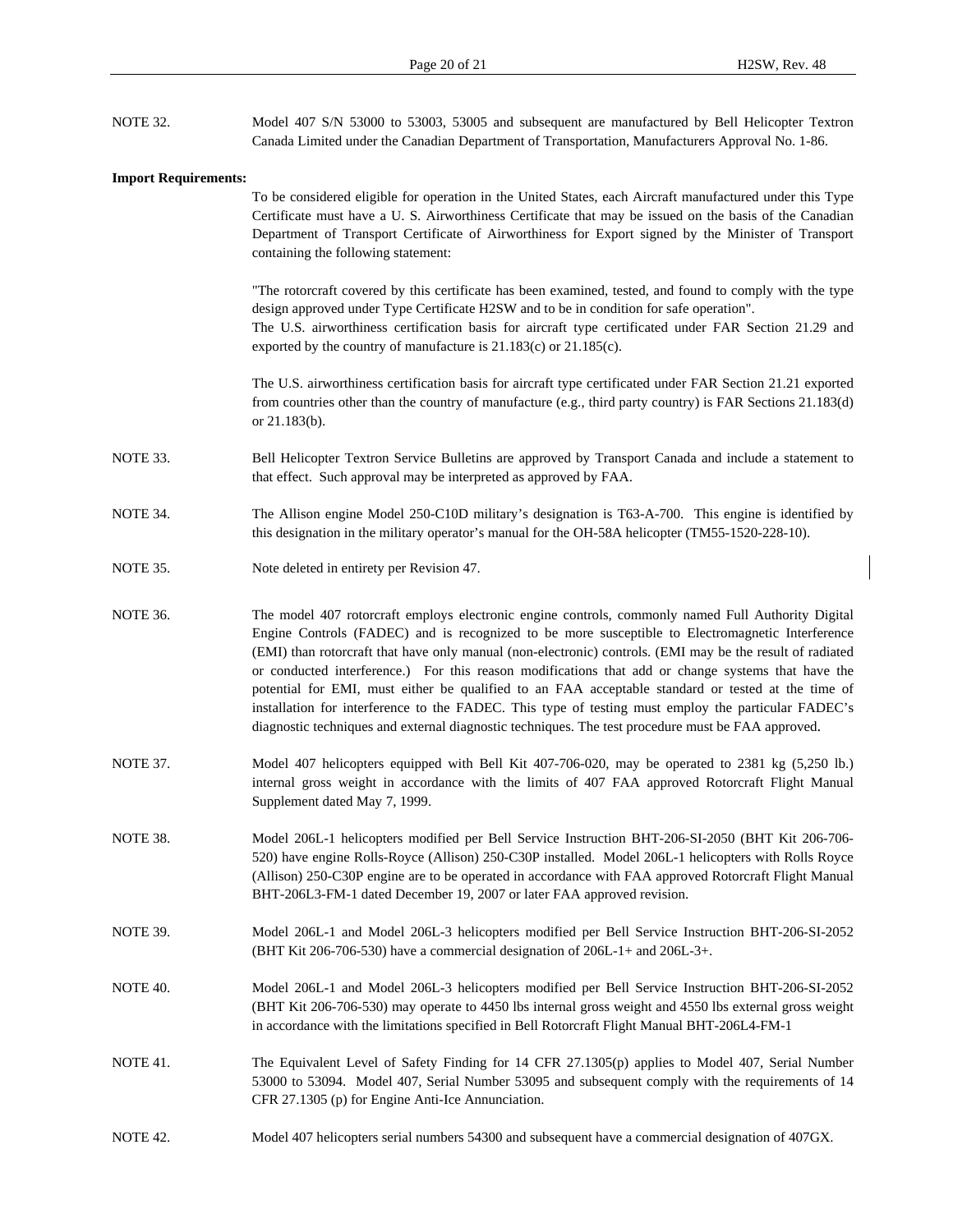NOTE 32. Model 407 S/N 53000 to 53003, 53005 and subsequent are manufactured by Bell Helicopter Textron Canada Limited under the Canadian Department of Transportation, Manufacturers Approval No. 1-86.

**Import Requirements:**

To be considered eligible for operation in the United States, each Aircraft manufactured under this Type Certificate must have a U. S. Airworthiness Certificate that may be issued on the basis of the Canadian Department of Transport Certificate of Airworthiness for Export signed by the Minister of Transport containing the following statement:

"The rotorcraft covered by this certificate has been examined, tested, and found to comply with the type design approved under Type Certificate H2SW and to be in condition for safe operation".
The U.S. airworthiness certification basis for aircraft type certificated under FAR Section 21.29 and exported by the country of manufacture is 21.183(c) or 21.185(c).

The U.S. airworthiness certification basis for aircraft type certificated under FAR Section 21.21 exported from countries other than the country of manufacture (e.g., third party country) is FAR Sections 21.183(d) or 21.183(b).

NOTE 33. Bell Helicopter Textron Service Bulletins are approved by Transport Canada and include a statement to that effect. Such approval may be interpreted as approved by FAA.

NOTE 34. The Allison engine Model 250-C10D military's designation is T63-A-700. This engine is identified by this designation in the military operator's manual for the OH-58A helicopter (TM55-1520-228-10).

NOTE 35. Note deleted in entirety per Revision 47.

NOTE 36. The model 407 rotorcraft employs electronic engine controls, commonly named Full Authority Digital Engine Controls (FADEC) and is recognized to be more susceptible to Electromagnetic Interference (EMI) than rotorcraft that have only manual (non-electronic) controls. (EMI may be the result of radiated or conducted interference.) For this reason modifications that add or change systems that have the potential for EMI, must either be qualified to an FAA acceptable standard or tested at the time of installation for interference to the FADEC. This type of testing must employ the particular FADEC's diagnostic techniques and external diagnostic techniques. The test procedure must be FAA approved.

NOTE 37. Model 407 helicopters equipped with Bell Kit 407-706-020, may be operated to 2381 kg (5,250 lb.) internal gross weight in accordance with the limits of 407 FAA approved Rotorcraft Flight Manual Supplement dated May 7, 1999.

NOTE 38. Model 206L-1 helicopters modified per Bell Service Instruction BHT-206-SI-2050 (BHT Kit 206-706-520) have engine Rolls-Royce (Allison) 250-C30P installed. Model 206L-1 helicopters with Rolls Royce (Allison) 250-C30P engine are to be operated in accordance with FAA approved Rotorcraft Flight Manual BHT-206L3-FM-1 dated December 19, 2007 or later FAA approved revision.

NOTE 39. Model 206L-1 and Model 206L-3 helicopters modified per Bell Service Instruction BHT-206-SI-2052 (BHT Kit 206-706-530) have a commercial designation of 206L-1+ and 206L-3+.

NOTE 40. Model 206L-1 and Model 206L-3 helicopters modified per Bell Service Instruction BHT-206-SI-2052 (BHT Kit 206-706-530) may operate to 4450 lbs internal gross weight and 4550 lbs external gross weight in accordance with the limitations specified in Bell Rotorcraft Flight Manual BHT-206L4-FM-1

NOTE 41. The Equivalent Level of Safety Finding for 14 CFR 27.1305(p) applies to Model 407, Serial Number 53000 to 53094. Model 407, Serial Number 53095 and subsequent comply with the requirements of 14 CFR 27.1305 (p) for Engine Anti-Ice Annunciation.

NOTE 42. Model 407 helicopters serial numbers 54300 and subsequent have a commercial designation of 407GX.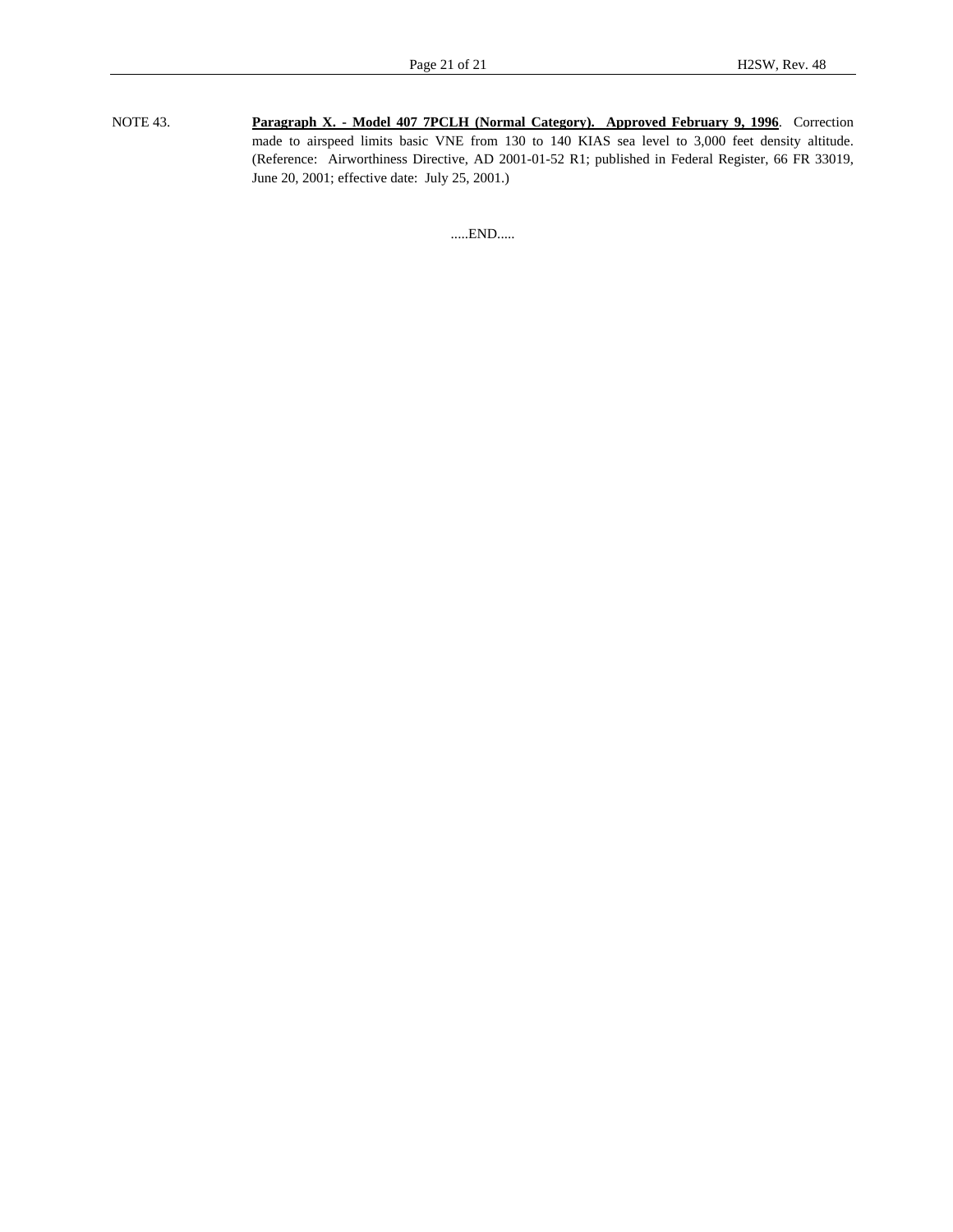NOTE 43. **Paragraph X. - Model 407 7PCLH (Normal Category). Approved February 9, 1996**. Correction made to airspeed limits basic VNE from 130 to 140 KIAS sea level to 3,000 feet density altitude. (Reference: Airworthiness Directive, AD 2001-01-52 R1; published in Federal Register, 66 FR 33019, June 20, 2001; effective date: July 25, 2001.)

.....END.....